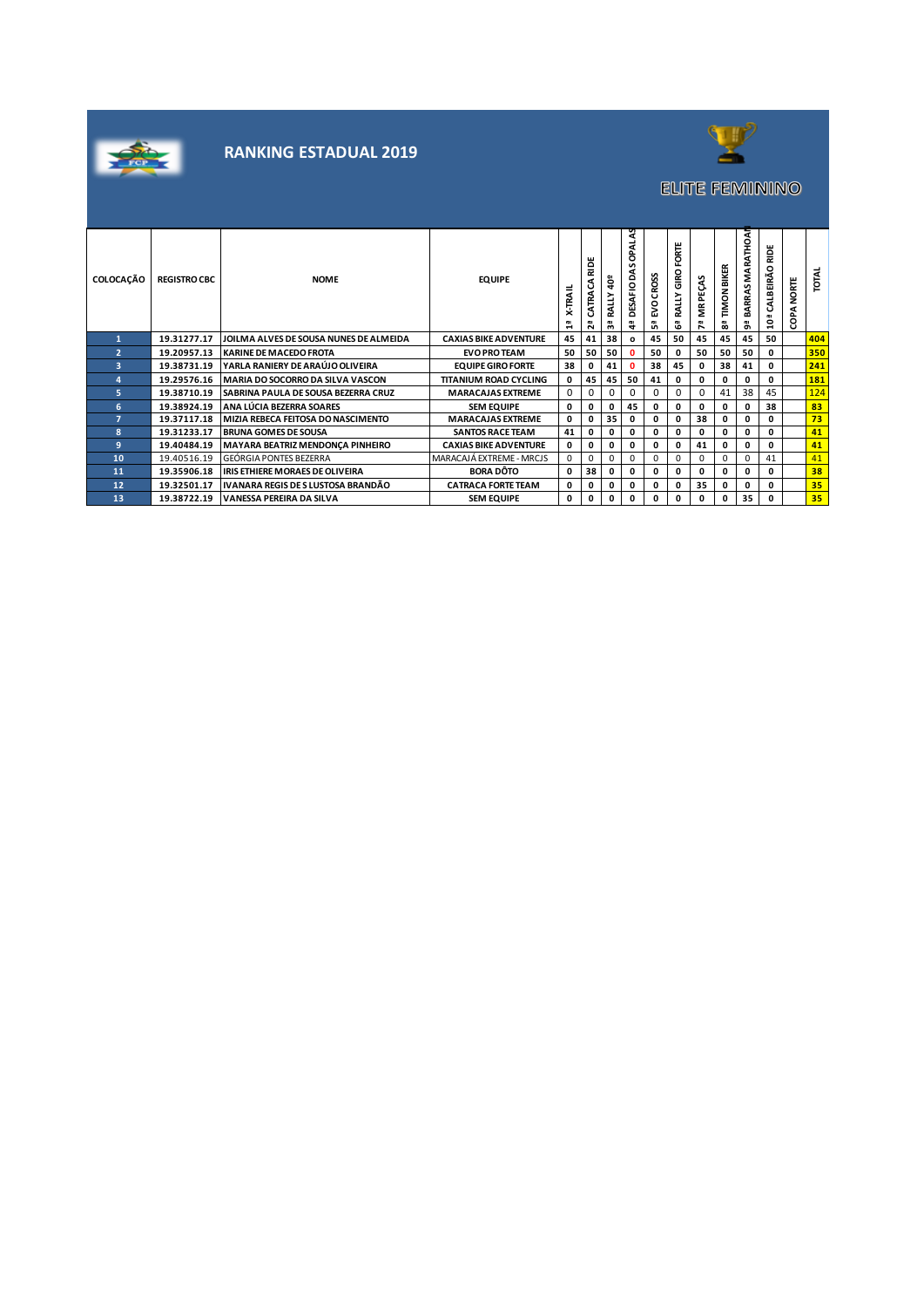# RANKING ESTADUAL 2019

## ELITE FEMININO

| COLOCAÇÃO | REGISTRO CBC | NOME | EQUIPE | 1ª X-TRAIL | 2ª CATRACA RIDE | 3ª RALLY 40º | 4ª DESAFIO DAS OPALAS | 5ª EVO CROSS | 6ª RALLY GIRO FORTE | 7ª MR PEÇAS | 8ª TIMON BIKER | 9ª BARRAS MARATHOAN | 10ª CALBEIRÃO RIDE | COPA NORTE | TOTAL |
|---|---|---|---|---|---|---|---|---|---|---|---|---|---|---|---|
| 1 | 19.31277.17 | JOILMA ALVES DE SOUSA NUNES DE ALMEIDA | CAXIAS BIKE ADVENTURE | 45 | 41 | 38 | o | 45 | 50 | 45 | 45 | 45 | 50 | | 404 |
| 2 | 19.20957.13 | KARINE DE MACEDO FROTA | EVO PRO TEAM | 50 | 50 | 50 | 0 | 50 | 0 | 50 | 50 | 50 | 0 | | 350 |
| 3 | 19.38731.19 | YARLA RANIERY DE ARAÚJO OLIVEIRA | EQUIPE GIRO FORTE | 38 | 0 | 41 | 0 | 38 | 45 | 0 | 38 | 41 | 0 | | 241 |
| 4 | 19.29576.16 | MARIA DO SOCORRO DA SILVA VASCON | TITANIUM ROAD CYCLING | 0 | 45 | 45 | 50 | 41 | 0 | 0 | 0 | 0 | 0 | | 181 |
| 5 | 19.38710.19 | SABRINA PAULA DE SOUSA BEZERRA CRUZ | MARACAJAS EXTREME | 0 | 0 | 0 | 0 | 0 | 0 | 0 | 41 | 38 | 45 | | 124 |
| 6 | 19.38924.19 | ANA LÚCIA BEZERRA SOARES | SEM EQUIPE | 0 | 0 | 0 | 45 | 0 | 0 | 0 | 0 | 0 | 38 | | 83 |
| 7 | 19.37117.18 | MIZIA REBECA FEITOSA DO NASCIMENTO | MARACAJAS EXTREME | 0 | 0 | 35 | 0 | 0 | 0 | 38 | 0 | 0 | 0 | | 73 |
| 8 | 19.31233.17 | BRUNA GOMES DE SOUSA | SANTOS RACE TEAM | 41 | 0 | 0 | 0 | 0 | 0 | 0 | 0 | 0 | 0 | | 41 |
| 9 | 19.40484.19 | MAYARA BEATRIZ MENDONÇA PINHEIRO | CAXIAS BIKE ADVENTURE | 0 | 0 | 0 | 0 | 0 | 0 | 41 | 0 | 0 | 0 | | 41 |
| 10 | 19.40516.19 | GEÓRGIA PONTES BEZERRA | MARACAJÁ EXTREME - MRCJS | 0 | 0 | 0 | 0 | 0 | 0 | 0 | 0 | 0 | 41 | | 41 |
| 11 | 19.35906.18 | IRIS ETHIERE MORAES DE OLIVEIRA | BORA DÔTO | 0 | 38 | 0 | 0 | 0 | 0 | 0 | 0 | 0 | 0 | | 38 |
| 12 | 19.32501.17 | IVANARA REGIS DE S LUSTOSA BRANDÃO | CATRACA FORTE TEAM | 0 | 0 | 0 | 0 | 0 | 0 | 35 | 0 | 0 | 0 | | 35 |
| 13 | 19.38722.19 | VANESSA PEREIRA DA SILVA | SEM EQUIPE | 0 | 0 | 0 | 0 | 0 | 0 | 0 | 0 | 35 | 0 | | 35 |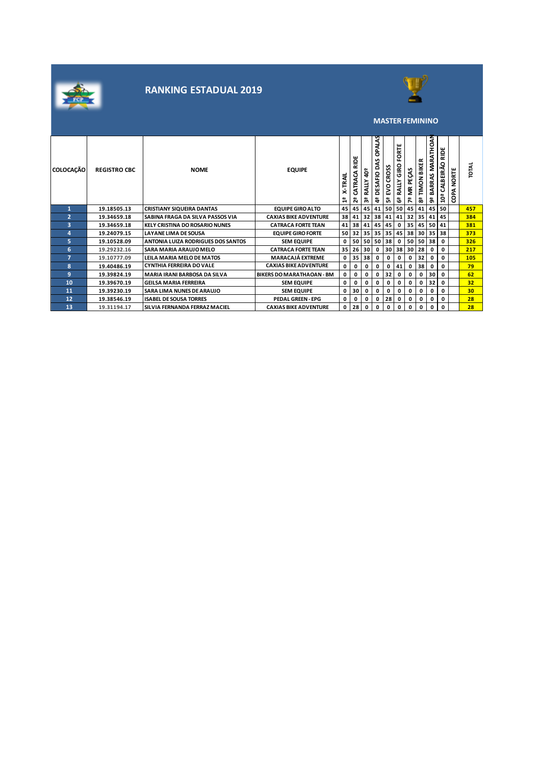# RANKING ESTADUAL 2019

**MASTER FEMININO**

| COLOCAÇÃO | REGISTRO CBC | NOME | EQUIPE | 1º X-TRAIL | 2ª CATRACA RIDE | 3º RALLY 40º | 4º DESAFIO DAS OPALAS | 5º EVO CROSS | 6º RALLY GIRO FORTE | 7º MR PEÇAS | 8º TIMON BIKER | 9º BARRAS MARATHOAN | 10º CALBEIRÃO RIDE | COPA NORTE | TOTAL |
|---|---|---|---|---|---|---|---|---|---|---|---|---|---|---|---|
| 1 | 19.18505.13 | CRISTIANY SIQUEIRA DANTAS | EQUIPE GIRO ALTO | 45 | 45 | 45 | 41 | 50 | 50 | 45 | 41 | 45 | 50 | | 457 |
| 2 | 19.34659.18 | SABINA FRAGA DA SILVA PASSOS VIA | CAXIAS BIKE ADVENTURE | 38 | 41 | 32 | 38 | 41 | 41 | 32 | 35 | 41 | 45 | | 384 |
| 3 | 19.34659.18 | KELY CRISTINA DO ROSARIO NUNES | CATRACA FORTE TEAN | 41 | 38 | 41 | 45 | 45 | 0 | 35 | 45 | 50 | 41 | | 381 |
| 4 | 19.24079.15 | LAYANE LIMA DE SOUSA | EQUIPE GIRO FORTE | 50 | 32 | 35 | 35 | 35 | 45 | 38 | 30 | 35 | 38 | | 373 |
| 5 | 19.10528.09 | ANTONIA LUIZA RODRIGUES DOS SANTOS | SEM EQUIPE | 0 | 50 | 50 | 50 | 38 | 0 | 50 | 50 | 38 | 0 | | 326 |
| 6 | 19.29232.16 | SARA MARIA ARAUJO MELO | CATRACA FORTE TEAN | 35 | 26 | 30 | 0 | 30 | 38 | 30 | 28 | 0 | 0 | | 217 |
| 7 | 19.10777.09 | LEILA MARIA MELO DE MATOS | MARACAJÁ EXTREME | 0 | 35 | 38 | 0 | 0 | 0 | 0 | 32 | 0 | 0 | | 105 |
| 8 | 19.40486.19 | CYNTHIA FERREIRA DO VALE | CAXIAS BIKE ADVENTURE | 0 | 0 | 0 | 0 | 0 | 41 | 0 | 38 | 0 | 0 | | 79 |
| 9 | 19.39824.19 | MARIA IRANI BARBOSA DA SILVA | BIKERS DO MARATHAOAN - BM | 0 | 0 | 0 | 0 | 32 | 0 | 0 | 0 | 30 | 0 | | 62 |
| 10 | 19.39670.19 | GEILSA MARIA FERREIRA | SEM EQUIPE | 0 | 0 | 0 | 0 | 0 | 0 | 0 | 0 | 32 | 0 | | 32 |
| 11 | 19.39230.19 | SARA LIMA NUNES DE ARAUJO | SEM EQUIPE | 0 | 30 | 0 | 0 | 0 | 0 | 0 | 0 | 0 | 0 | | 30 |
| 12 | 19.38546.19 | ISABEL DE SOUSA TORRES | PEDAL GREEN - EPG | 0 | 0 | 0 | 0 | 28 | 0 | 0 | 0 | 0 | 0 | | 28 |
| 13 | 19.31194.17 | SILVIA FERNANDA FERRAZ MACIEL | CAXIAS BIKE ADVENTURE | 0 | 28 | 0 | 0 | 0 | 0 | 0 | 0 | 0 | 0 | | 28 |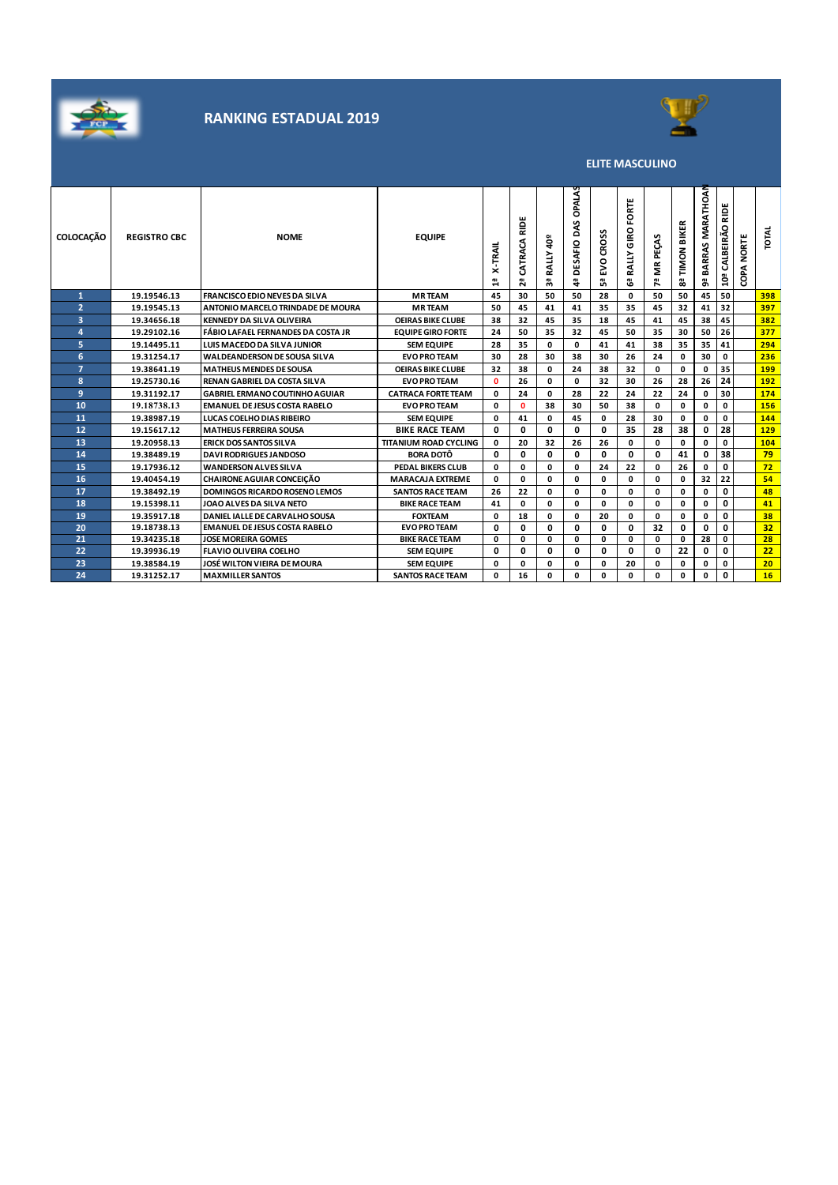# RANKING ESTADUAL 2019

## ELITE MASCULINO

| COLOCAÇÃO | REGISTRO CBC | NOME | EQUIPE | 1ª X-TRAIL | 2ª CATRACA RIDE | 3ª RALLY 40º | 4ª DESAFIO DAS OPALAS | 5ª EVO CROSS | 6ª RALLY GIRO FORTE | 7ª MR PEÇAS | 8ª TIMON BIKER | 9ª BARRAS MARATHOAN | 10ª CALBEIRÃO RIDE | COPA NORTE | TOTAL |
|---|---|---|---|---|---|---|---|---|---|---|---|---|---|---|---|
| 1 | 19.19546.13 | FRANCISCO EDIO NEVES DA SILVA | MR TEAM | 45 | 30 | 50 | 50 | 28 | 0 | 50 | 50 | 45 | 50 | | 398 |
| 2 | 19.19545.13 | ANTONIO MARCELO TRINDADE DE MOURA | MR TEAM | 50 | 45 | 41 | 41 | 35 | 35 | 45 | 32 | 41 | 32 | | 397 |
| 3 | 19.34656.18 | KENNEDY DA SILVA OLIVEIRA | OEIRAS BIKE CLUBE | 38 | 32 | 45 | 35 | 18 | 45 | 41 | 45 | 38 | 45 | | 382 |
| 4 | 19.29102.16 | FÁBIO LAFAEL FERNANDES DA COSTA JR | EQUIPE GIRO FORTE | 24 | 50 | 35 | 32 | 45 | 50 | 35 | 30 | 50 | 26 | | 377 |
| 5 | 19.14495.11 | LUIS MACEDO DA SILVA JUNIOR | SEM EQUIPE | 28 | 35 | 0 | 0 | 41 | 41 | 38 | 35 | 35 | 41 | | 294 |
| 6 | 19.31254.17 | WALDEANDERSON DE SOUSA SILVA | EVO PRO TEAM | 30 | 28 | 30 | 38 | 30 | 26 | 24 | 0 | 30 | 0 | | 236 |
| 7 | 19.38641.19 | MATHEUS MENDES DE SOUSA | OEIRAS BIKE CLUBE | 32 | 38 | 0 | 24 | 38 | 32 | 0 | 0 | 0 | 35 | | 199 |
| 8 | 19.25730.16 | RENAN GABRIEL DA COSTA SILVA | EVO PRO TEAM | 0 | 26 | 0 | 0 | 32 | 30 | 26 | 28 | 26 | 24 | | 192 |
| 9 | 19.31192.17 | GABRIEL ERMANO COUTINHO AGUIAR | CATRACA FORTE TEAM | 0 | 24 | 0 | 28 | 22 | 24 | 22 | 24 | 0 | 30 | | 174 |
| 10 | 19.18738.13 | EMANUEL DE JESUS COSTA RABELO | EVO PRO TEAM | 0 | 0 | 38 | 30 | 50 | 38 | 0 | 0 | 0 | 0 | | 156 |
| 11 | 19.38987.19 | LUCAS COELHO DIAS RIBEIRO | SEM EQUIPE | 0 | 41 | 0 | 45 | 0 | 28 | 30 | 0 | 0 | 0 | | 144 |
| 12 | 19.15617.12 | MATHEUS FERREIRA SOUSA | BIKE RACE TEAM | 0 | 0 | 0 | 0 | 0 | 35 | 28 | 38 | 0 | 28 | | 129 |
| 13 | 19.20958.13 | ERICK DOS SANTOS SILVA | TITANIUM ROAD CYCLING | 0 | 20 | 32 | 26 | 26 | 0 | 0 | 0 | 0 | 0 | | 104 |
| 14 | 19.38489.19 | DAVI RODRIGUES JANDOSO | BORA DOTÔ | 0 | 0 | 0 | 0 | 0 | 0 | 0 | 41 | 0 | 38 | | 79 |
| 15 | 19.17936.12 | WANDERSON ALVES SILVA | PEDAL BIKERS CLUB | 0 | 0 | 0 | 0 | 24 | 22 | 0 | 26 | 0 | 0 | | 72 |
| 16 | 19.40454.19 | CHAIRONE AGUIAR CONCEIÇÃO | MARACAJA EXTREME | 0 | 0 | 0 | 0 | 0 | 0 | 0 | 0 | 32 | 22 | | 54 |
| 17 | 19.38492.19 | DOMINGOS RICARDO ROSENO LEMOS | SANTOS RACE TEAM | 26 | 22 | 0 | 0 | 0 | 0 | 0 | 0 | 0 | 0 | | 48 |
| 18 | 19.15398.11 | JOAO ALVES DA SILVA NETO | BIKE RACE TEAM | 41 | 0 | 0 | 0 | 0 | 0 | 0 | 0 | 0 | 0 | | 41 |
| 19 | 19.35917.18 | DANIEL IALLE DE CARVALHO SOUSA | FOXTEAM | 0 | 18 | 0 | 0 | 20 | 0 | 0 | 0 | 0 | 0 | | 38 |
| 20 | 19.18738.13 | EMANUEL DE JESUS COSTA RABELO | EVO PRO TEAM | 0 | 0 | 0 | 0 | 0 | 0 | 32 | 0 | 0 | 0 | | 32 |
| 21 | 19.34235.18 | JOSE MOREIRA GOMES | BIKE RACE TEAM | 0 | 0 | 0 | 0 | 0 | 0 | 0 | 0 | 28 | 0 | | 28 |
| 22 | 19.39936.19 | FLAVIO OLIVEIRA COELHO | SEM EQUIPE | 0 | 0 | 0 | 0 | 0 | 0 | 0 | 22 | 0 | 0 | | 22 |
| 23 | 19.38584.19 | JOSÉ WILTON VIEIRA DE MOURA | SEM EQUIPE | 0 | 0 | 0 | 0 | 0 | 20 | 0 | 0 | 0 | 0 | | 20 |
| 24 | 19.31252.17 | MAXMILLER SANTOS | SANTOS RACE TEAM | 0 | 16 | 0 | 0 | 0 | 0 | 0 | 0 | 0 | 0 | | 16 |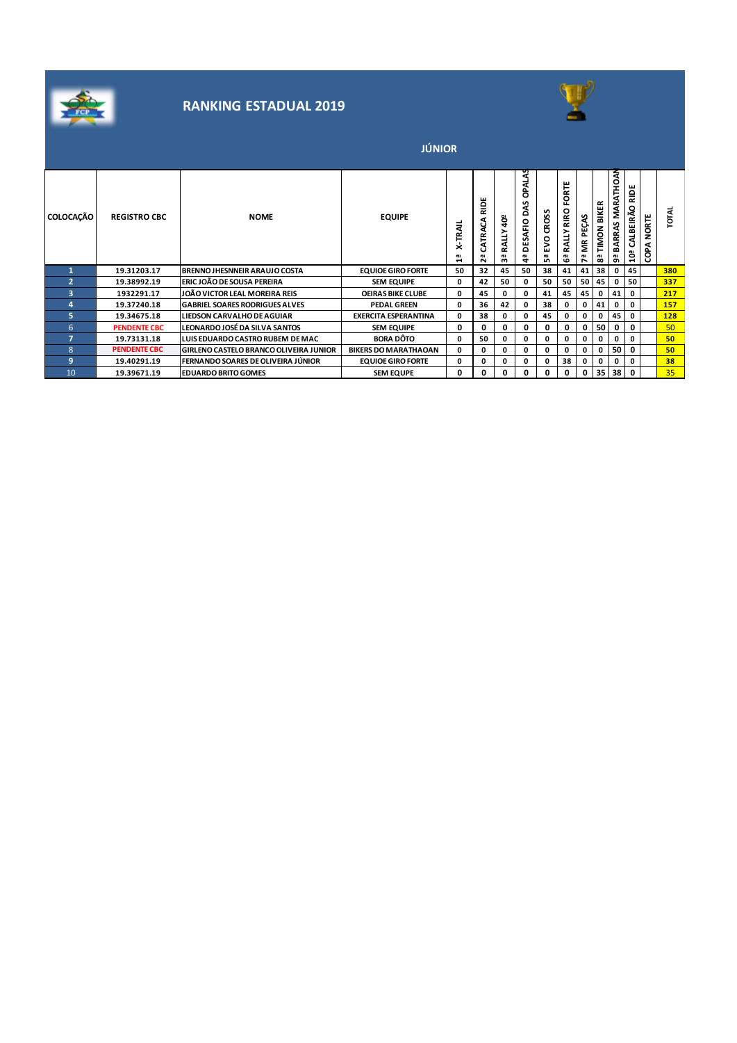# RANKING ESTADUAL 2019

## JÚNIOR

| COLOCAÇÃO | REGISTRO CBC | NOME | EQUIPE | 1ª X-TRAIL | 2ª CATRACA RIDE | 3ª RALLY 40º | 4ª DESAFIO DAS OPALAS | 5ª EVO CROSS | 6ª RALLY RIRO FORTE | 7ª MR PEÇAS | 8ª TIMON BIKER | 9ª BARRAS MARATHOAN | 10ª CALBEIRÃO RIDE | COPA NORTE | TOTAL |
|---|---|---|---|---|---|---|---|---|---|---|---|---|---|---|---|
| 1 | 19.31203.17 | BRENNO JHESNNEIR ARAUJO COSTA | EQUIOE GIRO FORTE | 50 | 32 | 45 | 50 | 38 | 41 | 41 | 38 | 0 | 45 | | 380 |
| 2 | 19.38992.19 | ERIC JOÃO DE SOUSA PEREIRA | SEM EQUIPE | 0 | 42 | 50 | 0 | 50 | 50 | 50 | 45 | 0 | 50 | | 337 |
| 3 | 1932291.17 | JOÃO VICTOR LEAL MOREIRA REIS | OEIRAS BIKE CLUBE | 0 | 45 | 0 | 0 | 41 | 45 | 45 | 0 | 41 | 0 | | 217 |
| 4 | 19.37240.18 | GABRIEL SOARES RODRIGUES ALVES | PEDAL GREEN | 0 | 36 | 42 | 0 | 38 | 0 | 0 | 41 | 0 | 0 | | 157 |
| 5 | 19.34675.18 | LIEDSON CARVALHO DE AGUIAR | EXERCITA ESPERANTINA | 0 | 38 | 0 | 0 | 45 | 0 | 0 | 0 | 45 | 0 | | 128 |
| 6 | PENDENTE CBC | LEONARDO JOSÉ DA SILVA SANTOS | SEM EQUIPE | 0 | 0 | 0 | 0 | 0 | 0 | 0 | 50 | 0 | 0 | | 50 |
| 7 | 19.73131.18 | LUIS EDUARDO CASTRO RUBEM DE MAC | BORA DÔTO | 0 | 50 | 0 | 0 | 0 | 0 | 0 | 0 | 0 | 0 | | 50 |
| 8 | PENDENTE CBC | GIRLENO CASTELO BRANCO OLIVEIRA JUNIOR | BIKERS DO MARATHAOAN | 0 | 0 | 0 | 0 | 0 | 0 | 0 | 0 | 50 | 0 | | 50 |
| 9 | 19.40291.19 | FERNANDO SOARES DE OLIVEIRA JÚNIOR | EQUIOE GIRO FORTE | 0 | 0 | 0 | 0 | 0 | 38 | 0 | 0 | 0 | 0 | | 38 |
| 10 | 19.39671.19 | EDUARDO BRITO GOMES | SEM EQUPE | 0 | 0 | 0 | 0 | 0 | 0 | 0 | 35 | 38 | 0 | | 35 |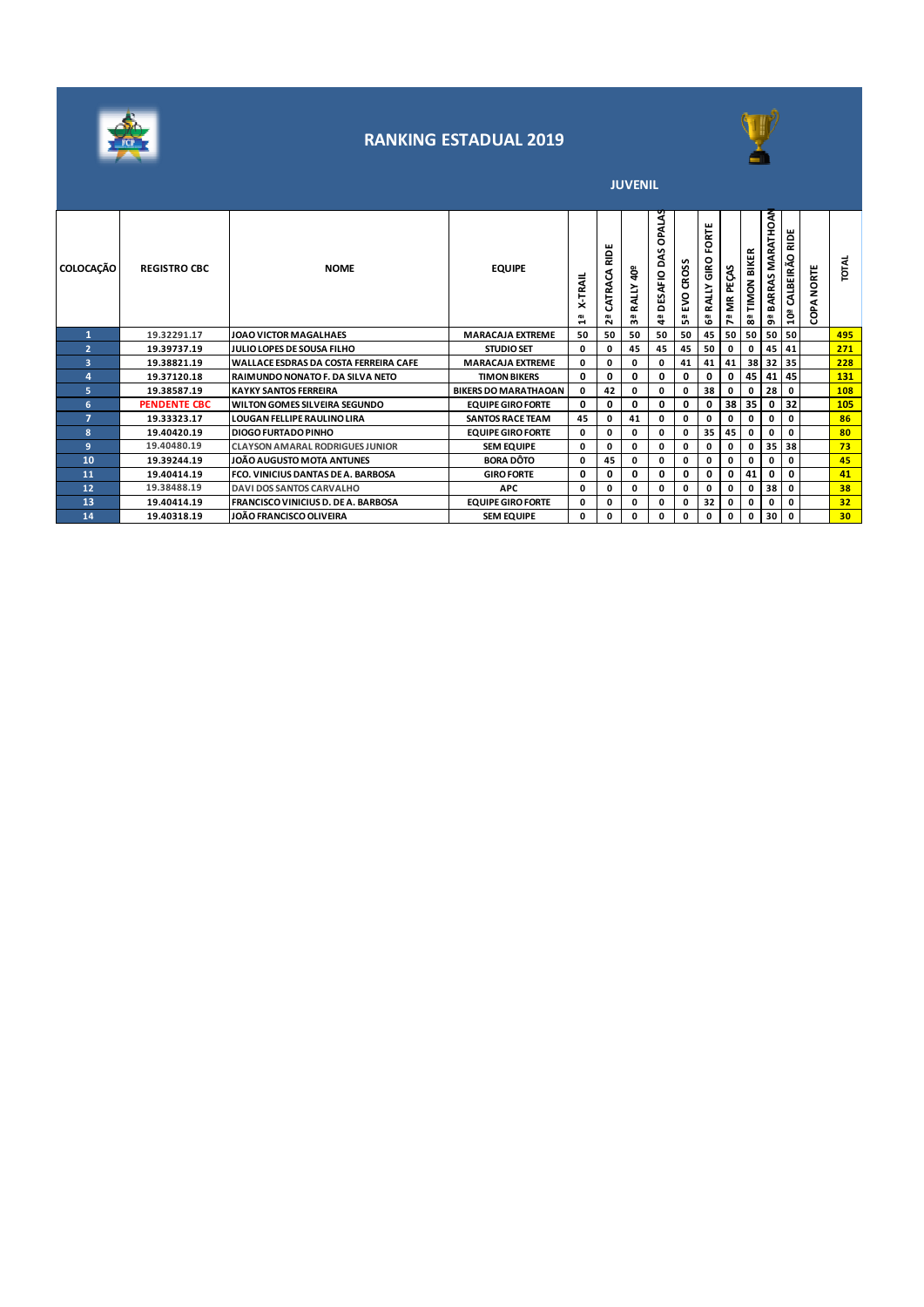# RANKING ESTADUAL 2019

## JUVENIL

| COLOCAÇÃO | REGISTRO CBC | NOME | EQUIPE | 1ª X-TRAIL | 2ª CATRACA RIDE | 3ª RALLY 40º | 4ª DESAFIO DAS OPALAS | 5ª EVO CROSS | 6ª RALLY GIRO FORTE | 7ª MR PEÇAS | 8ª TIMON BIKER | 9ª BARRAS MARATHOAN | 10ª CALBEIRÃO RIDE | COPA NORTE | TOTAL |
|---|---|---|---|---|---|---|---|---|---|---|---|---|---|---|---|
| 1 | 19.32291.17 | JOAO VICTOR MAGALHAES | MARACAJA EXTREME | 50 | 50 | 50 | 50 | 50 | 45 | 50 | 50 | 50 | 50 | | 495 |
| 2 | 19.39737.19 | JULIO LOPES DE SOUSA FILHO | STUDIO SET | 0 | 0 | 45 | 45 | 45 | 50 | 0 | 0 | 45 | 41 | | 271 |
| 3 | 19.38821.19 | WALLACE ESDRAS DA COSTA FERREIRA CAFE | MARACAJA EXTREME | 0 | 0 | 0 | 0 | 41 | 41 | 41 | 38 | 32 | 35 | | 228 |
| 4 | 19.37120.18 | RAIMUNDO NONATO F. DA SILVA NETO | TIMON BIKERS | 0 | 0 | 0 | 0 | 0 | 0 | 0 | 45 | 41 | 45 | | 131 |
| 5 | 19.38587.19 | KAYKY SANTOS FERREIRA | BIKERS DO MARATHAOAN | 0 | 42 | 0 | 0 | 0 | 38 | 0 | 0 | 28 | 0 | | 108 |
| 6 | PENDENTE CBC | WILTON GOMES SILVEIRA SEGUNDO | EQUIPE GIRO FORTE | 0 | 0 | 0 | 0 | 0 | 0 | 38 | 35 | 0 | 32 | | 105 |
| 7 | 19.33323.17 | LOUGAN FELLIPE RAULINO LIRA | SANTOS RACE TEAM | 45 | 0 | 41 | 0 | 0 | 0 | 0 | 0 | 0 | 0 | | 86 |
| 8 | 19.40420.19 | DIOGO FURTADO PINHO | EQUIPE GIRO FORTE | 0 | 0 | 0 | 0 | 0 | 35 | 45 | 0 | 0 | 0 | | 80 |
| 9 | 19.40480.19 | CLAYSON AMARAL RODRIGUES JUNIOR | SEM EQUIPE | 0 | 0 | 0 | 0 | 0 | 0 | 0 | 0 | 35 | 38 | | 73 |
| 10 | 19.39244.19 | JOÃO AUGUSTO MOTA ANTUNES | BORA DÔTO | 0 | 45 | 0 | 0 | 0 | 0 | 0 | 0 | 0 | 0 | | 45 |
| 11 | 19.40414.19 | FCO. VINICIUS DANTAS DE A. BARBOSA | GIRO FORTE | 0 | 0 | 0 | 0 | 0 | 0 | 0 | 41 | 0 | 0 | | 41 |
| 12 | 19.38488.19 | DAVI DOS SANTOS CARVALHO | APC | 0 | 0 | 0 | 0 | 0 | 0 | 0 | 0 | 38 | 0 | | 38 |
| 13 | 19.40414.19 | FRANCISCO VINICIUS D. DE A. BARBOSA | EQUIPE GIRO FORTE | 0 | 0 | 0 | 0 | 0 | 32 | 0 | 0 | 0 | 0 | | 32 |
| 14 | 19.40318.19 | JOÃO FRANCISCO OLIVEIRA | SEM EQUIPE | 0 | 0 | 0 | 0 | 0 | 0 | 0 | 0 | 30 | 0 | | 30 |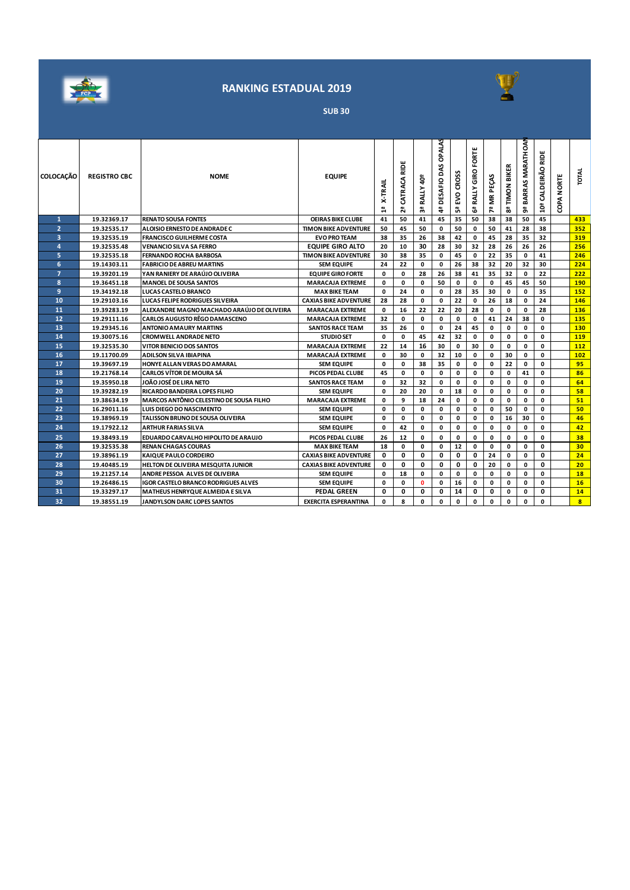# RANKING ESTADUAL 2019

## SUB 30

| COLOCAÇÃO | REGISTRO CBC | NOME | EQUIPE | 1ª X-TRAIL | 2ª CATRACA RIDE | 3ª RALLY 40º | 4ª DESAFIO DAS OPALAS | 5ª EVO CROSS | 6ª RALLY GIRO FORTE | 7ª MR PEÇAS | 8ª TIMON BIKER | 9ª BARRAS MARATHOAN | 10ª CALDEIRÃO RIDE | COPA NORTE | TOTAL |
|---|---|---|---|---|---|---|---|---|---|---|---|---|---|---|---|
| 1 | 19.32369.17 | RENATO SOUSA FONTES | OEIRAS BIKE CLUBE | 41 | 50 | 41 | 45 | 35 | 50 | 38 | 38 | 50 | 45 | | 433 |
| 2 | 19.32535.17 | ALOISIO ERNESTO DE ANDRADE C | TIMON BIKE ADVENTURE | 50 | 45 | 50 | 0 | 50 | 0 | 50 | 41 | 28 | 38 | | 352 |
| 3 | 19.32535.19 | FRANCISCO GUILHERME COSTA | EVO PRO TEAM | 38 | 35 | 26 | 38 | 42 | 0 | 45 | 28 | 35 | 32 | | 319 |
| 4 | 19.32535.48 | VENANCIO SILVA SA FERRO | EQUIPE GIRO ALTO | 20 | 10 | 30 | 28 | 30 | 32 | 28 | 26 | 26 | 26 | | 256 |
| 5 | 19.32535.18 | FERNANDO ROCHA BARBOSA | TIMON BIKE ADVENTURE | 30 | 38 | 35 | 0 | 45 | 0 | 22 | 35 | 0 | 41 | | 246 |
| 6 | 19.14303.11 | FABRICIO DE ABREU MARTINS | SEM EQUIPE | 24 | 22 | 0 | 0 | 26 | 38 | 32 | 20 | 32 | 30 | | 224 |
| 7 | 19.39201.19 | YAN RANIERY DE ARAÚJO OLIVEIRA | EQUIPE GIRO FORTE | 0 | 0 | 28 | 26 | 38 | 41 | 35 | 32 | 0 | 22 | | 222 |
| 8 | 19.36451.18 | MANOEL DE SOUSA SANTOS | MARACAJA EXTREME | 0 | 0 | 0 | 50 | 0 | 0 | 0 | 45 | 45 | 50 | | 190 |
| 9 | 19.34192.18 | LUCAS CASTELO BRANCO | MAX BIKE TEAM | 0 | 24 | 0 | 0 | 28 | 35 | 30 | 0 | 0 | 35 | | 152 |
| 10 | 19.29103.16 | LUCAS FELIPE RODRIGUES SILVEIRA | CAXIAS BIKE ADVENTURE | 28 | 28 | 0 | 0 | 22 | 0 | 26 | 18 | 0 | 24 | | 146 |
| 11 | 19.39283.19 | ALEXANDRE MAGNO MACHADO ARAÚJO DE OLIVEIRA | MARACAJA EXTREME | 0 | 16 | 22 | 22 | 20 | 28 | 0 | 0 | 0 | 28 | | 136 |
| 12 | 19.29111.16 | CARLOS AUGUSTO RÊGO DAMASCENO | MARACAJA EXTREME | 32 | 0 | 0 | 0 | 0 | 0 | 41 | 24 | 38 | 0 | | 135 |
| 13 | 19.29345.16 | ANTONIO AMAURY MARTINS | SANTOS RACE TEAM | 35 | 26 | 0 | 0 | 24 | 45 | 0 | 0 | 0 | 0 | | 130 |
| 14 | 19.30075.16 | CROMWELL ANDRADE NETO | STUDIO SET | 0 | 0 | 45 | 42 | 32 | 0 | 0 | 0 | 0 | 0 | | 119 |
| 15 | 19.32535.30 | VITOR BENICIO DOS SANTOS | MARACAJA EXTREME | 22 | 14 | 16 | 30 | 0 | 30 | 0 | 0 | 0 | 0 | | 112 |
| 16 | 19.11700.09 | ADILSON SILVA IBIAPINA | MARACAJÁ EXTREME | 0 | 30 | 0 | 32 | 10 | 0 | 0 | 30 | 0 | 0 | | 102 |
| 17 | 19.39697.19 | HONYE ALLAN VERAS DO AMARAL | SEM EQUIPE | 0 | 0 | 38 | 35 | 0 | 0 | 0 | 22 | 0 | 0 | | 95 |
| 18 | 19.21768.14 | CARLOS VÍTOR DE MOURA SÁ | PICOS PEDAL CLUBE | 45 | 0 | 0 | 0 | 0 | 0 | 0 | 0 | 41 | 0 | | 86 |
| 19 | 19.35950.18 | JOÃO JOSÉ DE LIRA NETO | SANTOS RACE TEAM | 0 | 32 | 32 | 0 | 0 | 0 | 0 | 0 | 0 | 0 | | 64 |
| 20 | 19.39282.19 | RICARDO BANDEIRA LOPES FILHO | SEM EQUIPE | 0 | 20 | 20 | 0 | 18 | 0 | 0 | 0 | 0 | 0 | | 58 |
| 21 | 19.38634.19 | MARCOS ANTÔNIO CELESTINO DE SOUSA FILHO | MARACAJA EXTREME | 0 | 9 | 18 | 24 | 0 | 0 | 0 | 0 | 0 | 0 | | 51 |
| 22 | 16.29011.16 | LUIS DIEGO DO NASCIMENTO | SEM EQUIPE | 0 | 0 | 0 | 0 | 0 | 0 | 0 | 50 | 0 | 0 | | 50 |
| 23 | 19.38969.19 | TALISSON BRUNO DE SOUSA OLIVEIRA | SEM EQUIPE | 0 | 0 | 0 | 0 | 0 | 0 | 0 | 16 | 30 | 0 | | 46 |
| 24 | 19.17922.12 | ARTHUR FARIAS SILVA | SEM EQUIPE | 0 | 42 | 0 | 0 | 0 | 0 | 0 | 0 | 0 | 0 | | 42 |
| 25 | 19.38493.19 | EDUARDO CARVALHO HIPOLITO DE ARAUJO | PICOS PEDAL CLUBE | 26 | 12 | 0 | 0 | 0 | 0 | 0 | 0 | 0 | 0 | | 38 |
| 26 | 19.32535.38 | RENAN CHAGAS COURAS | MAX BIKE TEAM | 18 | 0 | 0 | 0 | 12 | 0 | 0 | 0 | 0 | 0 | | 30 |
| 27 | 19.38961.19 | KAIQUE PAULO CORDEIRO | CAXIAS BIKE ADVENTURE | 0 | 0 | 0 | 0 | 0 | 0 | 24 | 0 | 0 | 0 | | 24 |
| 28 | 19.40485.19 | HELTON DE OLIVEIRA MESQUITA JUNIOR | CAXIAS BIKE ADVENTURE | 0 | 0 | 0 | 0 | 0 | 0 | 20 | 0 | 0 | 0 | | 20 |
| 29 | 19.21257.14 | ANDRE PESSOA ALVES DE OLIVEIRA | SEM EQUIPE | 0 | 18 | 0 | 0 | 0 | 0 | 0 | 0 | 0 | 0 | | 18 |
| 30 | 19.26486.15 | IGOR CASTELO BRANCO RODRIGUES ALVES | SEM EQUIPE | 0 | 0 | 0 | 0 | 16 | 0 | 0 | 0 | 0 | 0 | | 16 |
| 31 | 19.33297.17 | MATHEUS HENRYQUE ALMEIDA E SILVA | PEDAL GREEN | 0 | 0 | 0 | 0 | 14 | 0 | 0 | 0 | 0 | 0 | | 14 |
| 32 | 19.38551.19 | JANDYLSON DARC LOPES SANTOS | EXERCITA ESPERANTINA | 0 | 8 | 0 | 0 | 0 | 0 | 0 | 0 | 0 | 0 | | 8 |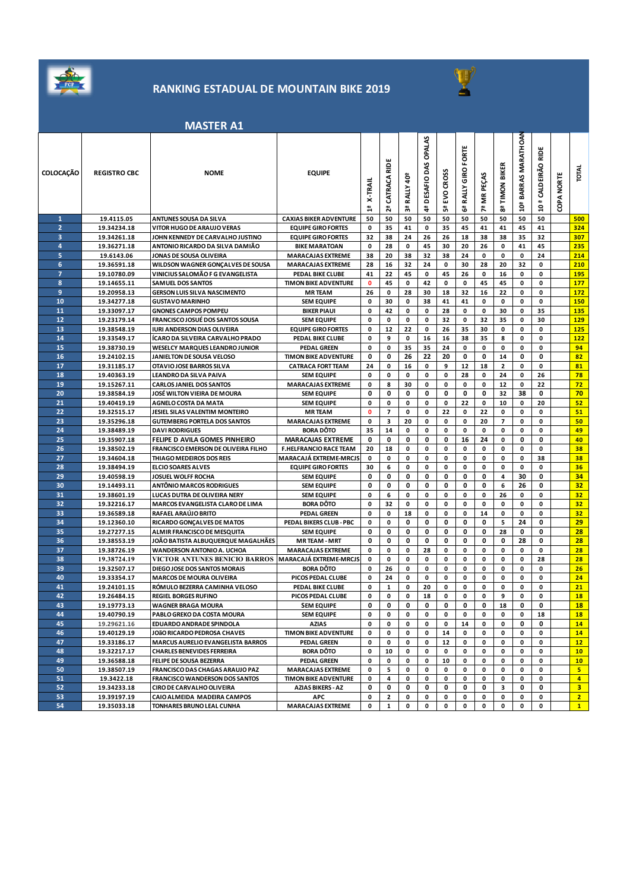# RANKING ESTADUAL DE MOUNTAIN BIKE 2019

## MASTER A1

| COLOCAÇÃO | REGISTRO CBC | NOME | EQUIPE | 1ª X-TRAIL | 2ª CATRACA RIDE | 3ª RALLY 40º | 4ª DESAFIO DAS OPALAS | 5ª EVO CROSS | 6ª RALLY GIRO FORTE | 7ª MR PEÇAS | 8ª TIMON BIKER | 10ª BARRAS MARATHOAN | 10 ª CALDEIRÃO RIDE | COPA NORTE | TOTAL |
|---|---|---|---|---|---|---|---|---|---|---|---|---|---|---|---|
| 1 | 19.4115.05 | ANTUNES SOUSA DA SILVA | CAXIAS BIKER ADVENTURE | 50 | 50 | 50 | 50 | 50 | 50 | 50 | 50 | 50 | 50 | | 500 |
| 2 | 19.34234.18 | VITOR HUGO DE ARAUJO VERAS | EQUIPE GIRO FORTES | 0 | 35 | 41 | 0 | 35 | 45 | 41 | 41 | 45 | 41 | | 324 |
| 3 | 19.34261.18 | JOHN KENNEDY DE CARVALHO JUSTINO | EQUIPE GIRO FORTES | 32 | 38 | 24 | 26 | 26 | 18 | 38 | 38 | 35 | 32 | | 307 |
| 4 | 19.36271.18 | ANTONIO RICARDO DA SILVA DAMIÃO | BIKE MARATOAN | 0 | 28 | 0 | 45 | 30 | 20 | 26 | 0 | 41 | 45 | | 235 |
| 5 | 19.6143.06 | JONAS DE SOUSA OLIVEIRA | MARACAJAS EXTREME | 38 | 20 | 38 | 32 | 38 | 24 | 0 | 0 | 0 | 24 | | 214 |
| 6 | 19.36591.18 | WILDSON WAGNER GONÇALVES DE SOUSA | MARACAJAS EXTREME | 28 | 16 | 32 | 24 | 0 | 30 | 28 | 20 | 32 | 0 | | 210 |
| 7 | 19.10780.09 | VINICIUS SALOMÃO F G EVANGELISTA | PEDAL BIKE CLUBE | 41 | 22 | 45 | 0 | 45 | 26 | 0 | 16 | 0 | 0 | | 195 |
| 8 | 19.14655.11 | SAMUEL DOS SANTOS | TIMON BIKE ADVENTURE | 0 | 45 | 0 | 42 | 0 | 0 | 45 | 45 | 0 | 0 | | 177 |
| 9 | 19.20958.13 | GERSON LUIS SILVA NASCIMENTO | MR TEAM | 26 | 0 | 28 | 30 | 18 | 32 | 16 | 22 | 0 | 0 | | 172 |
| 10 | 19.34277.18 | GUSTAVO MARINHO | SEM EQUIPE | 0 | 30 | 0 | 38 | 41 | 41 | 0 | 0 | 0 | 0 | | 150 |
| 11 | 19.33097.17 | GNONES CAMPOS POMPEU | BIKER PIAUI | 0 | 42 | 0 | 0 | 28 | 0 | 0 | 30 | 0 | 35 | | 135 |
| 12 | 19.23179.14 | FRANCISCO JOSUÉ DOS SANTOS SOUSA | SEM EQUIPE | 0 | 0 | 0 | 0 | 32 | 0 | 32 | 35 | 0 | 30 | | 129 |
| 13 | 19.38548.19 | IURI ANDERSON DIAS OLIVEIRA | EQUIPE GIRO FORTES | 0 | 12 | 22 | 0 | 26 | 35 | 30 | 0 | 0 | 0 | | 125 |
| 14 | 19.33549.17 | ÍCARO DA SILVEIRA CARVALHO PRADO | PEDAL BIKE CLUBE | 0 | 9 | 0 | 16 | 16 | 38 | 35 | 8 | 0 | 0 | | 122 |
| 15 | 19.38730.19 | WESELCY MARQUES LEANDRO JUNIOR | PEDAL GREEN | 0 | 0 | 35 | 35 | 24 | 0 | 0 | 0 | 0 | 0 | | 94 |
| 16 | 19.24102.15 | JANIELTON DE SOUSA VELOSO | TIMON BIKE ADVENTURE | 0 | 0 | 26 | 22 | 20 | 0 | 0 | 14 | 0 | 0 | | 82 |
| 17 | 19.31185.17 | OTAVIO JOSE BARROS SILVA | CATRACA FORT TEAM | 24 | 0 | 16 | 0 | 9 | 12 | 18 | 2 | 0 | 0 | | 81 |
| 18 | 19.40363.19 | LEANDRO DA SILVA PAIVA | SEM EQUIPE | 0 | 0 | 0 | 0 | 0 | 28 | 0 | 24 | 0 | 26 | | 78 |
| 19 | 19.15267.11 | CARLOS JANIEL DOS SANTOS | MARACAJAS EXTREME | 0 | 8 | 30 | 0 | 0 | 0 | 0 | 12 | 0 | 22 | | 72 |
| 20 | 19.38584.19 | JOSÉ WILTON VIEIRA DE MOURA | SEM EQUIPE | 0 | 0 | 0 | 0 | 0 | 0 | 0 | 32 | 38 | 0 | | 70 |
| 21 | 19.40419.19 | AGNELO COSTA DA MATA | SEM EQUIPE | 0 | 0 | 0 | 0 | 0 | 22 | 0 | 10 | 0 | 20 | | 52 |
| 22 | 19.32515.17 | JESIEL SILAS VALENTIM MONTEIRO | MR TEAM | 0 | 7 | 0 | 0 | 22 | 0 | 22 | 0 | 0 | 0 | | 51 |
| 23 | 19.35296.18 | GUTEMBERG PORTELA DOS SANTOS | MARACAJAS EXTREME | 0 | 3 | 20 | 0 | 0 | 0 | 20 | 7 | 0 | 0 | | 50 |
| 24 | 19.38489.19 | DAVI RODRIGUES | BORA DÔTO | 35 | 14 | 0 | 0 | 0 | 0 | 0 | 0 | 0 | 0 | | 49 |
| 25 | 19.35907.18 | FELIPE D AVILA GOMES PINHEIRO | MARACAJAS EXTREME | 0 | 0 | 0 | 0 | 0 | 16 | 24 | 0 | 0 | 0 | | 40 |
| 26 | 19.38502.19 | FRANCISCO EMERSON DE OLIVEIRA FILHO | F.HELFRANCIO RACE TEAM | 20 | 18 | 0 | 0 | 0 | 0 | 0 | 0 | 0 | 0 | | 38 |
| 27 | 19.34604.18 | THIAGO MEDEIROS DOS REIS | MARACAJÁ EXTREME-MRCJS | 0 | 0 | 0 | 0 | 0 | 0 | 0 | 0 | 0 | 38 | | 38 |
| 28 | 19.38494.19 | ELCIO SOARES ALVES | EQUIPE GIRO FORTES | 30 | 6 | 0 | 0 | 0 | 0 | 0 | 0 | 0 | 0 | | 36 |
| 29 | 19.40598.19 | JOSUEL WOLFF ROCHA | SEM EQUIPE | 0 | 0 | 0 | 0 | 0 | 0 | 0 | 4 | 30 | 0 | | 34 |
| 30 | 19.14493.11 | ANTÔNIO MARCOS RODRIGUES | SEM EQUIPE | 0 | 0 | 0 | 0 | 0 | 0 | 0 | 6 | 26 | 0 | | 32 |
| 31 | 19.38601.19 | LUCAS DUTRA DE OLIVEIRA NERY | SEM EQUIPE | 0 | 6 | 0 | 0 | 0 | 0 | 0 | 26 | 0 | 0 | | 32 |
| 32 | 19.32216.17 | MARCOS EVANGELISTA CLARO DE LIMA | BORA DÔTO | 0 | 32 | 0 | 0 | 0 | 0 | 0 | 0 | 0 | 0 | | 32 |
| 33 | 19.36589.18 | RAFAEL ARAÚJO BRITO | PEDAL GREEN | 0 | 0 | 18 | 0 | 0 | 0 | 14 | 0 | 0 | 0 | | 32 |
| 34 | 19.12360.10 | RICARDO GONÇALVES DE MATOS | PEDAL BIKERS CLUB - PBC | 0 | 0 | 0 | 0 | 0 | 0 | 0 | 5 | 24 | 0 | | 29 |
| 35 | 19.27277.15 | ALMIR FRANCISCO DE MESQUITA | SEM EQUIPE | 0 | 0 | 0 | 0 | 0 | 0 | 0 | 28 | 0 | 0 | | 28 |
| 36 | 19.38553.19 | JOÃO BATISTA ALBUQUERQUE MAGALHÃES | MR TEAM - MRT | 0 | 0 | 0 | 0 | 0 | 0 | 0 | 0 | 28 | 0 | | 28 |
| 37 | 19.38726.19 | WANDERSON ANTONIO A. UCHOA | MARACAJAS EXTREME | 0 | 0 | 0 | 28 | 0 | 0 | 0 | 0 | 0 | 0 | | 28 |
| 38 | 19.38724.19 | VICTOR ANTUNES BENICIO BARROS | MARACAJÁ EXTREME-MRCJS | 0 | 0 | 0 | 0 | 0 | 0 | 0 | 0 | 0 | 28 | | 28 |
| 39 | 19.32507.17 | DIEGO JOSE DOS SANTOS MORAIS | BORA DÔTO | 0 | 26 | 0 | 0 | 0 | 0 | 0 | 0 | 0 | 0 | | 26 |
| 40 | 19.33354.17 | MARCOS DE MOURA OLIVEIRA | PICOS PEDAL CLUBE | 0 | 24 | 0 | 0 | 0 | 0 | 0 | 0 | 0 | 0 | | 24 |
| 41 | 19.24101.15 | RÓMULO BEZERRA CAMINHA VELOSO | PEDAL BIKE CLUBE | 0 | 1 | 0 | 20 | 0 | 0 | 0 | 0 | 0 | 0 | | 21 |
| 42 | 19.26484.15 | REGIEL BORGES RUFINO | PICOS PEDAL CLUBE | 0 | 0 | 0 | 18 | 0 | 0 | 0 | 9 | 0 | 0 | | 18 |
| 43 | 19.19773.13 | WAGNER BRAGA MOURA | SEM EQUIPE | 0 | 0 | 0 | 0 | 0 | 0 | 0 | 18 | 0 | 0 | | 18 |
| 44 | 19.40790.19 | PABLO GREKO DA COSTA MOURA | SEM EQUIPE | 0 | 0 | 0 | 0 | 0 | 0 | 0 | 0 | 0 | 18 | | 18 |
| 45 | 19.29621.16 | EDUARDO ANDRADE SPINDOLA | AZIAS | 0 | 0 | 0 | 0 | 0 | 14 | 0 | 0 | 0 | 0 | | 14 |
| 46 | 19.40129.19 | JOÃO RICARDO PEDROSA CHAVES | TIMON BIKE ADVENTURE | 0 | 0 | 0 | 0 | 14 | 0 | 0 | 0 | 0 | 0 | | 14 |
| 47 | 19.33186.17 | MARCUS AURELIO EVANGELISTA BARROS | PEDAL GREEN | 0 | 0 | 0 | 0 | 12 | 0 | 0 | 0 | 0 | 0 | | 12 |
| 48 | 19.32217.17 | CHARLES BENEVIDES FERREIRA | BORA DÔTO | 0 | 10 | 0 | 0 | 0 | 0 | 0 | 0 | 0 | 0 | | 10 |
| 49 | 19.36588.18 | FELIPE DE SOUSA BEZERRA | PEDAL GREEN | 0 | 0 | 0 | 0 | 10 | 0 | 0 | 0 | 0 | 0 | | 10 |
| 50 | 19.38507.19 | FRANCISCO DAS CHAGAS ARAUJO PAZ | MARACAJAS EXTREME | 0 | 5 | 0 | 0 | 0 | 0 | 0 | 0 | 0 | 0 | | 5 |
| 51 | 19.3422.18 | FRANCISCO WANDERSON DOS SANTOS | TIMON BIKE ADVENTURE | 0 | 4 | 0 | 0 | 0 | 0 | 0 | 0 | 0 | 0 | | 4 |
| 52 | 19.34233.18 | CIRO DE CARVALHO OLIVEIRA | AZIAS BIKERS - AZ | 0 | 0 | 0 | 0 | 0 | 0 | 0 | 3 | 0 | 0 | | 3 |
| 53 | 19.39197.19 | CAIO ALMEIDA MADEIRA CAMPOS | APC | 0 | 2 | 0 | 0 | 0 | 0 | 0 | 0 | 0 | 0 | | 2 |
| 54 | 19.35033.18 | TONHARES BRUNO LEAL CUNHA | MARACAJAS EXTREME | 0 | 1 | 0 | 0 | 0 | 0 | 0 | 0 | 0 | 0 | | 1 |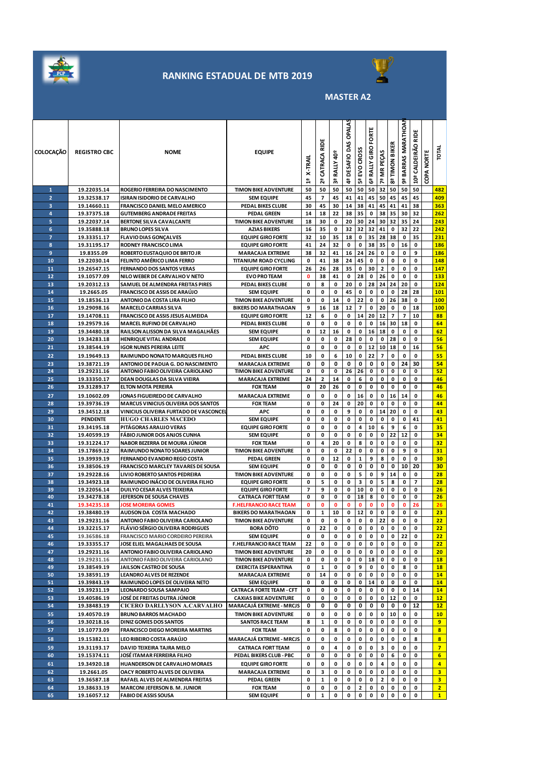# RANKING ESTADUAL DE MTB 2019

## MASTER A2

| COLOCAÇÃO | REGISTRO CBC | NOME | EQUIPE | 1º X-TRAIL | 2º CATRACA RIDE | 3º RALLY 40º | 4º DESAFIO DAS OPALAS | 5º EVO CROSS | 6º RALLY GIRO FORTE | 7º MR PEÇAS | 8º TIMON BIKER | 9º BARRAS MARATHOAN | 10º CALDEIRÃO RIDE | COPA NORTE | TOTAL |
|---|---|---|---|---|---|---|---|---|---|---|---|---|---|---|---|
| 1 | 19.22035.14 | ROGERIO FERREIRA DO NASCIMENTO | TIMON BIKE ADVENTURE | 50 | 50 | 50 | 50 | 50 | 50 | 32 | 50 | 50 | 50 | | 482 |
| 2 | 19.32538.17 | ISIRAN ISIDORIO DE CARVALHO | SEM EQUIPE | 45 | 7 | 45 | 41 | 41 | 45 | 50 | 45 | 45 | 45 | | 409 |
| 3 | 19.14660.11 | FRANCISCO DANIEL MELO AMERICO | PEDAL BIKES CLUBE | 30 | 45 | 30 | 14 | 38 | 41 | 45 | 41 | 41 | 38 | | 363 |
| 4 | 19.37375.18 | GUTEMBERG ANDRADE FREITAS | PEDAL GREEN | 14 | 18 | 22 | 38 | 35 | 0 | 38 | 35 | 30 | 32 | | 262 |
| 5 | 19.22037.14 | BERTONE SILVA CAVALCANTE | TIMON BIKE ADVENTURE | 18 | 30 | 0 | 20 | 30 | 24 | 30 | 32 | 35 | 24 | | 243 |
| 6 | 19.35888.18 | BRUNO LOPES SILVA | AZIAS BIKERS | 16 | 35 | 0 | 32 | 32 | 32 | 41 | 0 | 32 | 22 | | 242 |
| 7 | 19.33351.17 | FLAVIO DIAS GONÇALVES | EQUIPE GIRO FORTE | 32 | 10 | 35 | 18 | 0 | 35 | 28 | 38 | 0 | 35 | | 231 |
| 8 | 19.31195.17 | RODNEY FRANCISCO LIMA | EQUIPE GIRO FORTE | 41 | 24 | 32 | 0 | 0 | 38 | 35 | 0 | 16 | 0 | | 186 |
| 9 | 19.8355.09 | ROBERTO EUSTAQUIO DE BRITO JR | MARACAJA EXTREME | 38 | 32 | 41 | 16 | 24 | 26 | 0 | 0 | 0 | 9 | | 186 |
| 10 | 19.22030.14 | FELINTO AMÉRICO LIMA FERRO | TITANIUM ROAD CYCLING | 0 | 41 | 38 | 24 | 45 | 0 | 0 | 0 | 0 | 0 | | 148 |
| 11 | 19.26547.15 | FERNANDO DOS SANTOS VERAS | EQUIPE GIRO FORTE | 26 | 26 | 28 | 35 | 0 | 30 | 2 | 0 | 0 | 0 | | 147 |
| 12 | 19.10577.09 | NILO WEBER DE CARVALHO V NETO | EVO PRO TEAM | 0 | 38 | 41 | 0 | 28 | 0 | 26 | 0 | 0 | 0 | | 133 |
| 13 | 19.20312.13 | SAMUEL DE ALMENDRA FREITAS PIRES | PEDAL BIKES CLUBE | 0 | 8 | 0 | 20 | 0 | 28 | 24 | 24 | 20 | 0 | | 124 |
| 14 | 19.2665.05 | FRANCISCO DE ASSIS DE ARAÚJO | SEM EQUIPE | 0 | 0 | 0 | 45 | 0 | 0 | 0 | 0 | 28 | 28 | | 101 |
| 15 | 19.18536.13 | ANTONIO DA COSTA LIRA FILHO | TIMON BIKE ADVENTURE | 0 | 0 | 14 | 0 | 22 | 0 | 0 | 26 | 38 | 0 | | 100 |
| 16 | 19.29098.16 | MARCELO CARRIAS SILVA | BIKERS DO MARATHOAN | 9 | 16 | 18 | 12 | 7 | 0 | 20 | 0 | 0 | 18 | | 100 |
| 17 | 19.14708.11 | FRANCISCO DE ASSIS JESUS ALMEIDA | EQUIPE GIRO FORTE | 12 | 6 | 0 | 0 | 14 | 20 | 12 | 7 | 7 | 10 | | 88 |
| 18 | 19.29579.16 | MARCEL RUFINO DE CARVALHO | PEDAL BIKES CLUBE | 0 | 0 | 0 | 0 | 0 | 0 | 16 | 30 | 18 | 0 | | 64 |
| 19 | 19.34480.18 | RAILSON ALISSON DA SILVA MAGALHÃES | SEM EQUIPE | 0 | 12 | 16 | 0 | 0 | 16 | 18 | 0 | 0 | 0 | | 62 |
| 20 | 19.34283.18 | HENRIQUE VITAL ANDRADE | SEM EQUIPE | 0 | 0 | 0 | 28 | 0 | 0 | 0 | 28 | 0 | 0 | | 56 |
| 21 | 19.38544.19 | IGOR NUNES PEREIRA LEITE | APC | 0 | 0 | 0 | 0 | 0 | 12 | 10 | 18 | 0 | 16 | | 56 |
| 22 | 19.19649.13 | RAIMUNDO NONATO MARQUES FILHO | PEDAL BIKES CLUBE | 10 | 0 | 6 | 10 | 0 | 22 | 7 | 0 | 0 | 0 | | 55 |
| 23 | 19.38721.19 | ANTONIO DE PADUA G. DO NASCIMENTO | MARACAJA EXTREME | 0 | 0 | 0 | 0 | 0 | 0 | 0 | 0 | 24 | 30 | | 54 |
| 24 | 19.29231.16 | ANTONIO FABIO OLIVEIRA CARIOLANO | TIMON BIKE ADVENTURE | 0 | 0 | 0 | 26 | 26 | 0 | 0 | 0 | 0 | 0 | | 52 |
| 25 | 19.33350.17 | DEAN DOUGLAS DA SILVA VIEIRA | MARACAJA EXTREME | 24 | 2 | 14 | 0 | 6 | 0 | 0 | 0 | 0 | 0 | | 46 |
| 26 | 19.31289.17 | ELTON MOTA PEREIRA | FOX TEAM | 0 | 20 | 26 | 0 | 0 | 0 | 0 | 0 | 0 | 0 | | 46 |
| 27 | 19.10602.09 | JONAS FIGUEIREDO DE CARVALHO | MARACAJA EXTREME | 0 | 0 | 0 | 0 | 16 | 0 | 0 | 16 | 14 | 0 | | 46 |
| 28 | 19.39736.19 | MARCUS VINICIUS OLIVEIRA DOS SANTOS | FOX TEAM | 0 | 0 | 24 | 0 | 20 | 0 | 0 | 0 | 0 | 0 | | 44 |
| 29 | 19.34512.18 | VINICIUS OLIVEIRA FURTADO DE VASCONCEL | APC | 0 | 0 | 0 | 9 | 0 | 0 | 14 | 20 | 0 | 0 | | 43 |
| 30 | PENDENTE | HUGO CHARLES MACEDO | SEM EQUIPE | 0 | 0 | 0 | 0 | 0 | 0 | 0 | 0 | 0 | 41 | | 41 |
| 31 | 19.34195.18 | PITÁGORAS ARAUJO VERAS | EQUIPE GIRO FORTE | 0 | 0 | 0 | 0 | 4 | 10 | 6 | 9 | 6 | 0 | | 35 |
| 32 | 19.40599.19 | FÁBIO JUNIOR DOS ANJOS CUNHA | SEM EQUIPE | 0 | 0 | 0 | 0 | 0 | 0 | 0 | 22 | 12 | 0 | | 34 |
| 33 | 19.31224.17 | NABOR BEZERRA DE MOURA JÚNIOR | FOX TEAM | 0 | 4 | 20 | 0 | 8 | 0 | 0 | 0 | 0 | 0 | | 32 |
| 34 | 19.17869.12 | RAIMUNDO NONATO SOARES JUNIOR | TIMON BIKE ADVENTURE | 0 | 0 | 0 | 22 | 0 | 0 | 0 | 0 | 9 | 0 | | 31 |
| 35 | 19.39939.19 | FERNANDO EVANDRO REGO COSTA | PEDAL GREEN | 0 | 0 | 12 | 0 | 1 | 9 | 8 | 0 | 0 | 0 | | 30 |
| 36 | 19.38506.19 | FRANCISCO MARCLEY TAVARES DE SOUSA | SEM EQUIPE | 0 | 0 | 0 | 0 | 0 | 0 | 0 | 0 | 10 | 20 | | 30 |
| 37 | 19.29228.16 | LIVIO ROBERTO SANTOS PEDREIRA | TIMON BIKE ADVENTURE | 0 | 0 | 0 | 0 | 5 | 0 | 9 | 14 | 0 | 0 | | 28 |
| 38 | 19.34923.18 | RAIMUNDO INÁCIO DE OLIVEIRA FILHO | EQUIPE GIRO FORTE | 0 | 5 | 0 | 0 | 3 | 0 | 5 | 8 | 0 | 7 | | 28 |
| 39 | 19.22056.14 | DUILYO CESAR ALVES TEIXEIRA | EQUIPE GIRO FORTE | 7 | 9 | 0 | 0 | 10 | 0 | 0 | 0 | 0 | 0 | | 26 |
| 40 | 19.34278.18 | JEFERSON DE SOUSA CHAVES | CATRACA FORT TEAM | 0 | 0 | 0 | 0 | 18 | 8 | 0 | 0 | 0 | 0 | | 26 |
| 41 | 19.34235.18 | JOSE MOREIRA GOMES | F.HELFRANCIO RACE TEAM | 0 | 0 | 0 | 0 | 0 | 0 | 0 | 0 | 0 | 26 | | 26 |
| 42 | 19.38480.19 | AUDSON DA COSTA MACHADO | BIKERS DO MARATHOAN | 0 | 1 | 10 | 0 | 12 | 0 | 0 | 0 | 0 | 0 | | 23 |
| 43 | 19.29231.16 | ANTONIO FABIO OLIVEIRA CARIOLANO | TIMON BIKE ADVENTURE | 0 | 0 | 0 | 0 | 0 | 0 | 22 | 0 | 0 | 0 | | 22 |
| 44 | 19.32215.17 | FLÁVIO SÉRGIO OLIVEIRA RODRIGUES | BORA DÕTO | 0 | 22 | 0 | 0 | 0 | 0 | 0 | 0 | 0 | 0 | | 22 |
| 45 | 19.36586.18 | FRANCISCO MARIO CORDEIRO PEREIRA | SEM EQUIPE | 0 | 0 | 0 | 0 | 0 | 0 | 0 | 0 | 22 | 0 | | 22 |
| 46 | 19.33355.17 | JOSE ELIEL MAGALHAES DE SOUSA | F.HELFRANCIO RACE TEAM | 22 | 0 | 0 | 0 | 0 | 0 | 0 | 0 | 0 | 0 | | 22 |
| 47 | 19.29231.16 | ANTONIO FABIO OLIVEIRA CARIOLANO | TIMON BIKE ADVENTURE | 20 | 0 | 0 | 0 | 0 | 0 | 0 | 0 | 0 | 0 | | 20 |
| 48 | 19.29231.16 | ANTONIO FABIO OLIVEIRA CARIOLANO | TIMON BIKE ADVENTURE | 0 | 0 | 0 | 0 | 0 | 18 | 0 | 0 | 0 | 0 | | 18 |
| 49 | 19.38549.19 | JAILSON CASTRO DE SOUSA | EXERCITA ESPERANTINA | 0 | 1 | 0 | 0 | 9 | 0 | 0 | 0 | 8 | 0 | | 18 |
| 50 | 19.38591.19 | LEANDRO ALVES DE REZENDE | MARACAJA EXTREME | 0 | 14 | 0 | 0 | 0 | 0 | 0 | 0 | 0 | 0 | | 14 |
| 51 | 19.39843.19 | RAIMUNDO LOPES DE OLIVEIRA NETO | SEM EQUIPE | 0 | 0 | 0 | 0 | 0 | 14 | 0 | 0 | 0 | 0 | | 14 |
| 52 | 19.39231.19 | LEONARDO SOUSA SAMPAIO | CATRACA FORTE TEAM - CFT | 0 | 0 | 0 | 0 | 0 | 0 | 0 | 0 | 0 | 14 | | 14 |
| 53 | 19.40586.19 | JOSÉ DE FREITAS DUTRA JÚNIOR | CAXIAS BIKE ADVENTURE | 0 | 0 | 0 | 0 | 0 | 0 | 0 | 12 | 0 | 0 | | 12 |
| 54 | 19.38483.19 | CICERO DARLLYSON A.CARVALHO | MARACAJÁ EXTREME - MRCJS | 0 | 0 | 0 | 0 | 0 | 0 | 0 | 0 | 0 | 12 | | 12 |
| 55 | 19.40570.19 | BRUNO RAMOS MACHADO | TIMON BIKE ADVENTURE | 0 | 0 | 0 | 0 | 0 | 0 | 0 | 10 | 0 | 0 | | 10 |
| 56 | 19.30218.16 | DINIZ GOMES DOS SANTOS | SANTOS RACE TEAM | 8 | 1 | 0 | 0 | 0 | 0 | 0 | 0 | 0 | 0 | | 9 |
| 57 | 19.10773.09 | FRANCISCO DIEGO MOREIRA MARTINS | FOX TEAM | 0 | 0 | 8 | 0 | 0 | 0 | 0 | 0 | 0 | 0 | | 8 |
| 58 | 19.15382.11 | LEO RIBEIRO COSTA ARAÚJO | MARACAJÁ EXTREME - MRCJS | 0 | 0 | 0 | 0 | 0 | 0 | 0 | 0 | 0 | 8 | | 8 |
| 59 | 19.31193.17 | DAVID TEIXEIRA TAJRA MELO | CATRACA FORT TEAM | 0 | 0 | 4 | 0 | 0 | 0 | 3 | 0 | 0 | 0 | | 7 |
| 60 | 19.15374.11 | JOSÉ ITAMAR FERREIRA FILHO | PEDAL BIKERS CLUB - PBC | 0 | 0 | 0 | 0 | 0 | 0 | 0 | 6 | 0 | 0 | | 6 |
| 61 | 19.34920.18 | HUANDERSON DE CARVALHO MORAES | EQUIPE GIRO FORTE | 0 | 0 | 0 | 0 | 0 | 0 | 4 | 0 | 0 | 0 | | 4 |
| 62 | 19.2661.05 | OACY ROBERTO ALVES DE OLIVEIRA | MARACAJA EXTREME | 0 | 3 | 0 | 0 | 0 | 0 | 0 | 0 | 0 | 0 | | 3 |
| 63 | 19.36587.18 | RAFAEL ALVES DE ALMENDRA FREITAS | PEDAL GREEN | 0 | 1 | 0 | 0 | 0 | 0 | 2 | 0 | 0 | 0 | | 3 |
| 64 | 19.38633.19 | MARCONI JEFERSON B. M. JUNIOR | FOX TEAM | 0 | 0 | 0 | 0 | 2 | 0 | 0 | 0 | 0 | 0 | | 2 |
| 65 | 19.16057.12 | FABIO DE ASSIS SOUSA | SEM EQUIPE | 0 | 1 | 0 | 0 | 0 | 0 | 0 | 0 | 0 | 0 | | 1 |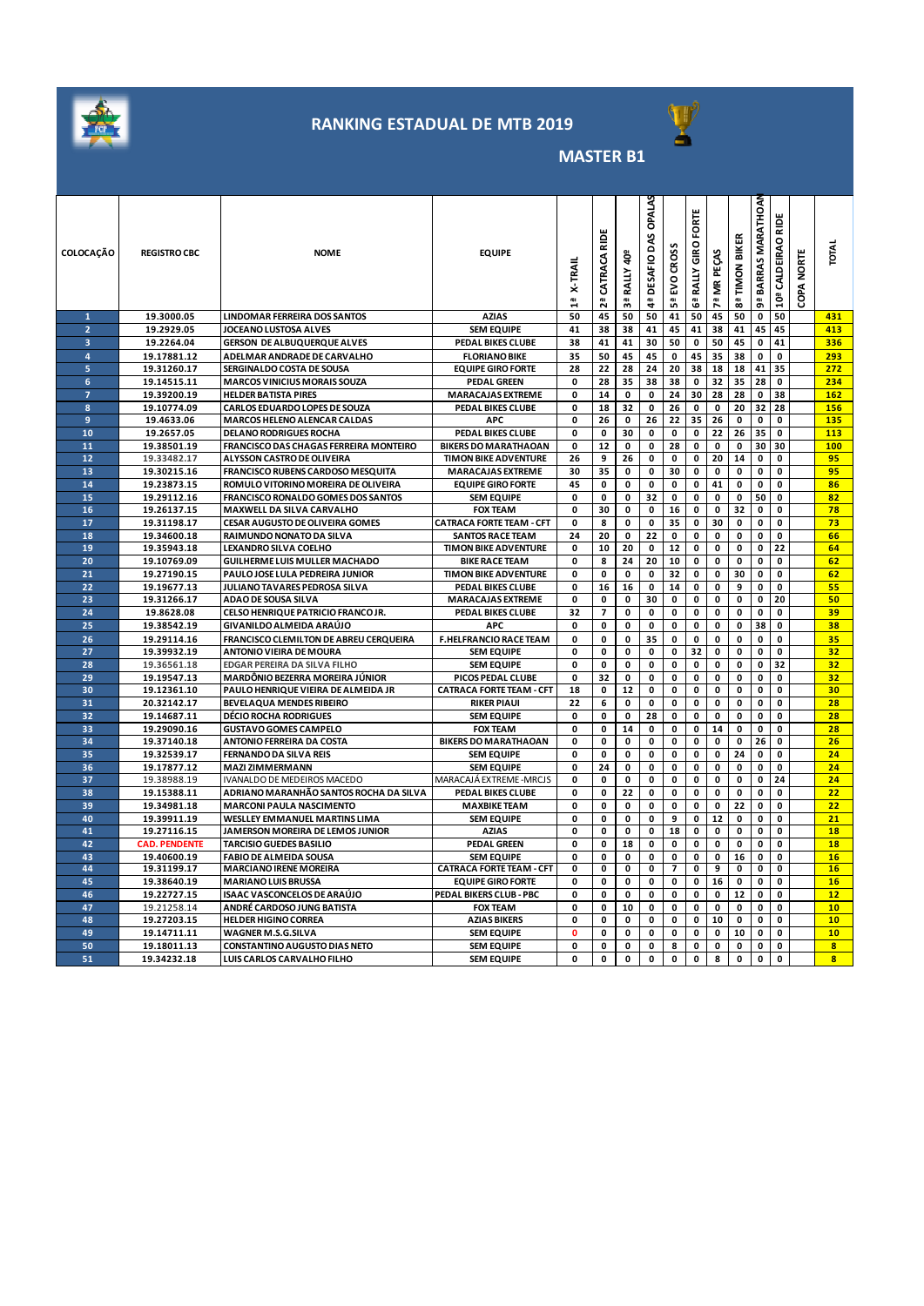# RANKING ESTADUAL DE MTB 2019

## MASTER B1

| COLOCAÇÃO | REGISTRO CBC | NOME | EQUIPE | 1ª X-TRAIL | 2ª CATRACA RIDE | 3ª RALLY 40º | 4ª DESAFIO DAS OPALAS | 5ª EVO CROSS | 6ª RALLY GIRO FORTE | 7ª MR PEÇAS | 8ª TIMON BIKER | 9ª BARRAS MARATHOAN | 10ª CALDEIRAO RIDE | COPA NORTE | TOTAL |
|---|---|---|---|---|---|---|---|---|---|---|---|---|---|---|---|
| 1 | 19.3000.05 | LINDOMAR FERREIRA DOS SANTOS | AZIAS | 50 | 45 | 50 | 50 | 41 | 50 | 45 | 50 | 0 | 50 | | 431 |
| 2 | 19.2929.05 | JOCEANO LUSTOSA ALVES | SEM EQUIPE | 41 | 38 | 38 | 41 | 45 | 41 | 38 | 41 | 45 | 45 | | 413 |
| 3 | 19.2264.04 | GERSON DE ALBUQUERQUE ALVES | PEDAL BIKES CLUBE | 38 | 41 | 41 | 30 | 50 | 0 | 50 | 45 | 0 | 41 | | 336 |
| 4 | 19.17881.12 | ADELMAR ANDRADE DE CARVALHO | FLORIANO BIKE | 35 | 50 | 45 | 45 | 0 | 45 | 35 | 38 | 0 | 0 | | 293 |
| 5 | 19.31260.17 | SERGINALDO COSTA DE SOUSA | EQUIPE GIRO FORTE | 28 | 22 | 28 | 24 | 20 | 38 | 18 | 18 | 41 | 35 | | 272 |
| 6 | 19.14515.11 | MARCOS VINICIUS MORAIS SOUZA | PEDAL GREEN | 0 | 28 | 35 | 38 | 38 | 0 | 32 | 35 | 28 | 0 | | 234 |
| 7 | 19.39200.19 | HELDER BATISTA PIRES | MARACAJAS EXTREME | 0 | 14 | 0 | 0 | 24 | 30 | 28 | 28 | 0 | 38 | | 162 |
| 8 | 19.10774.09 | CARLOS EDUARDO LOPES DE SOUZA | PEDAL BIKES CLUBE | 0 | 18 | 32 | 0 | 26 | 0 | 0 | 20 | 32 | 28 | | 156 |
| 9 | 19.4633.06 | MARCOS HELENO ALENCAR CALDAS | APC | 0 | 26 | 0 | 26 | 22 | 35 | 26 | 0 | 0 | 0 | | 135 |
| 10 | 19.2657.05 | DELANO RODRIGUES ROCHA | PEDAL BIKES CLUBE | 0 | 0 | 30 | 0 | 0 | 0 | 22 | 26 | 35 | 0 | | 113 |
| 11 | 19.38501.19 | FRANCISCO DAS CHAGAS FERREIRA MONTEIRO | BIKERS DO MARATHOAN | 0 | 12 | 0 | 0 | 28 | 0 | 0 | 0 | 30 | 30 | | 100 |
| 12 | 19.33482.17 | ALYSSON CASTRO DE OLIVEIRA | TIMON BIKE ADVENTURE | 26 | 9 | 26 | 0 | 0 | 0 | 20 | 14 | 0 | 0 | | 95 |
| 13 | 19.30215.16 | FRANCISCO RUBENS CARDOSO MESQUITA | MARACAJAS EXTREME | 30 | 35 | 0 | 0 | 30 | 0 | 0 | 0 | 0 | 0 | | 95 |
| 14 | 19.23873.15 | ROMULO VITORINO MOREIRA DE OLIVEIRA | EQUIPE GIRO FORTE | 45 | 0 | 0 | 0 | 0 | 0 | 41 | 0 | 0 | 0 | | 86 |
| 15 | 19.29112.16 | FRANCISCO RONALDO GOMES DOS SANTOS | SEM EQUIPE | 0 | 0 | 0 | 32 | 0 | 0 | 0 | 0 | 50 | 0 | | 82 |
| 16 | 19.26137.15 | MAXWELL DA SILVA CARVALHO | FOX TEAM | 0 | 30 | 0 | 0 | 16 | 0 | 0 | 32 | 0 | 0 | | 78 |
| 17 | 19.31198.17 | CESAR AUGUSTO DE OLIVEIRA GOMES | CATRACA FORTE TEAM - CFT | 0 | 8 | 0 | 0 | 35 | 0 | 30 | 0 | 0 | 0 | | 73 |
| 18 | 19.34600.18 | RAIMUNDO NONATO DA SILVA | SANTOS RACE TEAM | 24 | 20 | 0 | 22 | 0 | 0 | 0 | 0 | 0 | 0 | | 66 |
| 19 | 19.35943.18 | LEXANDRO SILVA COELHO | TIMON BIKE ADVENTURE | 0 | 10 | 20 | 0 | 12 | 0 | 0 | 0 | 0 | 22 | | 64 |
| 20 | 19.10769.09 | GUILHERME LUIS MULLER MACHADO | BIKE RACE TEAM | 0 | 8 | 24 | 20 | 10 | 0 | 0 | 0 | 0 | 0 | | 62 |
| 21 | 19.27190.15 | PAULO JOSE LULA PEDREIRA JUNIOR | TIMON BIKE ADVENTURE | 0 | 0 | 0 | 0 | 32 | 0 | 0 | 30 | 0 | 0 | | 62 |
| 22 | 19.19677.13 | JULIANO TAVARES PEDROSA SILVA | PEDAL BIKES CLUBE | 0 | 16 | 16 | 0 | 14 | 0 | 0 | 9 | 0 | 0 | | 55 |
| 23 | 19.31266.17 | ADAO DE SOUSA SILVA | MARACAJAS EXTREME | 0 | 0 | 0 | 30 | 0 | 0 | 0 | 0 | 0 | 20 | | 50 |
| 24 | 19.8628.08 | CELSO HENRIQUE PATRICIO FRANCO JR. | PEDAL BIKES CLUBE | 32 | 7 | 0 | 0 | 0 | 0 | 0 | 0 | 0 | 0 | | 39 |
| 25 | 19.38542.19 | GIVANILDO ALMEIDA ARAÚJO | APC | 0 | 0 | 0 | 0 | 0 | 0 | 0 | 0 | 38 | 0 | | 38 |
| 26 | 19.29114.16 | FRANCISCO CLEMILTON DE ABREU CERQUEIRA | F.HELFRANCIO RACE TEAM | 0 | 0 | 0 | 35 | 0 | 0 | 0 | 0 | 0 | 0 | | 35 |
| 27 | 19.39932.19 | ANTONIO VIEIRA DE MOURA | SEM EQUIPE | 0 | 0 | 0 | 0 | 0 | 32 | 0 | 0 | 0 | 0 | | 32 |
| 28 | 19.36561.18 | EDGAR PEREIRA DA SILVA FILHO | SEM EQUIPE | 0 | 0 | 0 | 0 | 0 | 0 | 0 | 0 | 0 | 32 | | 32 |
| 29 | 19.19547.13 | MARDÔNIO BEZERRA MOREIRA JÚNIOR | PICOS PEDAL CLUBE | 0 | 32 | 0 | 0 | 0 | 0 | 0 | 0 | 0 | 0 | | 32 |
| 30 | 19.12361.10 | PAULO HENRIQUE VIEIRA DE ALMEIDA JR | CATRACA FORTE TEAM - CFT | 18 | 0 | 12 | 0 | 0 | 0 | 0 | 0 | 0 | 0 | | 30 |
| 31 | 20.32142.17 | BEVELAQUA MENDES RIBEIRO | RIKER PIAUI | 22 | 6 | 0 | 0 | 0 | 0 | 0 | 0 | 0 | 0 | | 28 |
| 32 | 19.14687.11 | DÉCIO ROCHA RODRIGUES | SEM EQUIPE | 0 | 0 | 0 | 28 | 0 | 0 | 0 | 0 | 0 | 0 | | 28 |
| 33 | 19.29090.16 | GUSTAVO GOMES CAMPELO | FOX TEAM | 0 | 0 | 14 | 0 | 0 | 0 | 14 | 0 | 0 | 0 | | 28 |
| 34 | 19.37140.18 | ANTONIO FERREIRA DA COSTA | BIKERS DO MARATHOAN | 0 | 0 | 0 | 0 | 0 | 0 | 0 | 0 | 26 | 0 | | 26 |
| 35 | 19.32539.17 | FERNANDO DA SILVA REIS | SEM EQUIPE | 0 | 0 | 0 | 0 | 0 | 0 | 0 | 24 | 0 | 0 | | 24 |
| 36 | 19.17877.12 | MAZI ZIMMERMANN | SEM EQUIPE | 0 | 24 | 0 | 0 | 0 | 0 | 0 | 0 | 0 | 0 | | 24 |
| 37 | 19.38988.19 | IVANALDO DE MEDEIROS MACEDO | MARACAJÁ EXTREME -MRCJS | 0 | 0 | 0 | 0 | 0 | 0 | 0 | 0 | 0 | 24 | | 24 |
| 38 | 19.15388.11 | ADRIANO MARANHÃO SANTOS ROCHA DA SILVA | PEDAL BIKES CLUBE | 0 | 0 | 22 | 0 | 0 | 0 | 0 | 0 | 0 | 0 | | 22 |
| 39 | 19.34981.18 | MARCONI PAULA NASCIMENTO | MAXBIKE TEAM | 0 | 0 | 0 | 0 | 0 | 0 | 0 | 22 | 0 | 0 | | 22 |
| 40 | 19.39911.19 | WESLLEY EMMANUEL MARTINS LIMA | SEM EQUIPE | 0 | 0 | 0 | 0 | 9 | 0 | 12 | 0 | 0 | 0 | | 21 |
| 41 | 19.27116.15 | JAMERSON MOREIRA DE LEMOS JUNIOR | AZIAS | 0 | 0 | 0 | 0 | 18 | 0 | 0 | 0 | 0 | 0 | | 18 |
| 42 | CAD. PENDENTE | TARCISIO GUEDES BASILIO | PEDAL GREEN | 0 | 0 | 18 | 0 | 0 | 0 | 0 | 0 | 0 | 0 | | 18 |
| 43 | 19.40600.19 | FABIO DE ALMEIDA SOUSA | SEM EQUIPE | 0 | 0 | 0 | 0 | 0 | 0 | 0 | 16 | 0 | 0 | | 16 |
| 44 | 19.31199.17 | MARCIANO IRENE MOREIRA | CATRACA FORTE TEAM - CFT | 0 | 0 | 0 | 0 | 7 | 0 | 9 | 0 | 0 | 0 | | 16 |
| 45 | 19.38640.19 | MARIANO LUIS BRUSSA | EQUIPE GIRO FORTE | 0 | 0 | 0 | 0 | 0 | 0 | 16 | 0 | 0 | 0 | | 16 |
| 46 | 19.22727.15 | ISAAC VASCONCELOS DE ARAÚJO | PEDAL BIKERS CLUB - PBC | 0 | 0 | 0 | 0 | 0 | 0 | 0 | 12 | 0 | 0 | | 12 |
| 47 | 19.21258.14 | ANDRÉ CARDOSO JUNG BATISTA | FOX TEAM | 0 | 0 | 10 | 0 | 0 | 0 | 0 | 0 | 0 | 0 | | 10 |
| 48 | 19.27203.15 | HELDER HIGINO CORREA | AZIAS BIKERS | 0 | 0 | 0 | 0 | 0 | 0 | 10 | 0 | 0 | 0 | | 10 |
| 49 | 19.14711.11 | WAGNER M.S.G.SILVA | SEM EQUIPE | 0 | 0 | 0 | 0 | 0 | 0 | 0 | 10 | 0 | 0 | | 10 |
| 50 | 19.18011.13 | CONSTANTINO AUGUSTO DIAS NETO | SEM EQUIPE | 0 | 0 | 0 | 0 | 8 | 0 | 0 | 0 | 0 | 0 | | 8 |
| 51 | 19.34232.18 | LUIS CARLOS CARVALHO FILHO | SEM EQUIPE | 0 | 0 | 0 | 0 | 0 | 0 | 8 | 0 | 0 | 0 | | 8 |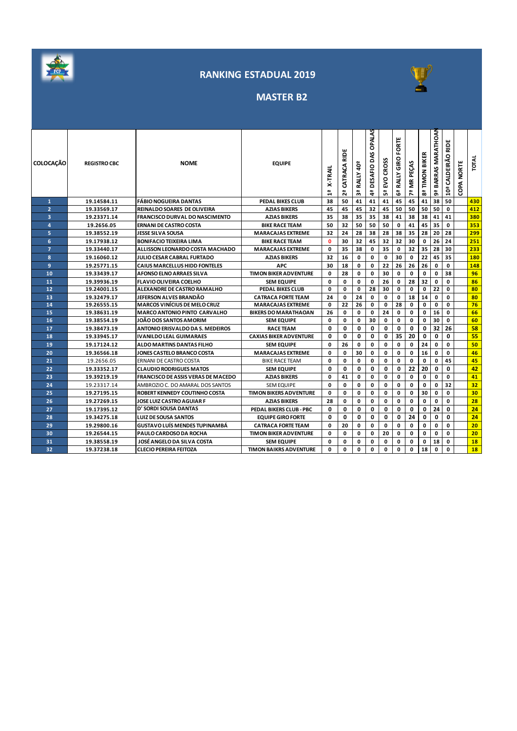# RANKING ESTADUAL 2019

## MASTER B2

| COLOCAÇÃO | REGISTRO CBC | NOME | EQUIPE | 1ª X-TRAIL | 2ª CATRACA RIDE | 3ª RALLY 40º | 4ª DESAFIO DAS OPALAS | 5ª EVO CROSS | 6ª RALLY GIRO FORTE | 7ª MR PEÇAS | 8ª TIMON BIKER | 9ª BARRAS MARATHOAN | 10ª CALDEIRÃO RIDE | COPA NORTE | TOTAL |
|---|---|---|---|---|---|---|---|---|---|---|---|---|---|---|---|
| 1 | 19.14584.11 | FÁBIO NOGUEIRA DANTAS | PEDAL BIKES CLUB | 38 | 50 | 41 | 41 | 41 | 45 | 45 | 41 | 38 | 50 | | 430 |
| 2 | 19.33569.17 | REINALDO SOARES DE OLIVEIRA | AZIAS BIKERS | 45 | 45 | 45 | 32 | 45 | 50 | 50 | 50 | 50 | 0 | | 412 |
| 3 | 19.23371.14 | FRANCISCO DURVAL DO NASCIMENTO | AZIAS BIKERS | 35 | 38 | 35 | 35 | 38 | 41 | 38 | 38 | 41 | 41 | | 380 |
| 4 | 19.2656.05 | ERNANI DE CASTRO COSTA | BIKE RACE TEAM | 50 | 32 | 50 | 50 | 50 | 0 | 41 | 45 | 35 | 0 | | 353 |
| 5 | 19.38552.19 | JESSE SILVA SOUSA | MARACAJAS EXTREME | 32 | 24 | 28 | 38 | 28 | 38 | 35 | 28 | 20 | 28 | | 299 |
| 6 | 19.17938.12 | BONIFACIO TEIXEIRA LIMA | BIKE RACE TEAM | 0 | 30 | 32 | 45 | 32 | 32 | 30 | 0 | 26 | 24 | | 251 |
| 7 | 19.33440.17 | ALLISSON LEONARDO COSTA MACHADO | MARACAJAS EXTREME | 0 | 35 | 38 | 0 | 35 | 0 | 32 | 35 | 28 | 30 | | 233 |
| 8 | 19.16060.12 | JULIO CESAR CABRAL FURTADO | AZIAS BIKERS | 32 | 16 | 0 | 0 | 0 | 30 | 0 | 22 | 45 | 35 | | 180 |
| 9 | 19.25771.15 | CAIUS MARCELLUS HIDD FONTELES | APC | 30 | 18 | 0 | 0 | 22 | 26 | 26 | 26 | 0 | 0 | | 148 |
| 10 | 19.33439.17 | AFONSO ELNO ARRAES SILVA | TIMON BIKER ADVENTURE | 0 | 28 | 0 | 0 | 30 | 0 | 0 | 0 | 0 | 38 | | 96 |
| 11 | 19.39936.19 | FLAVIO OLIVEIRA COELHO | SEM EQUIPE | 0 | 0 | 0 | 0 | 26 | 0 | 28 | 32 | 0 | 0 | | 86 |
| 12 | 19.24001.15 | ALEXANDRE DE CASTRO RAMALHO | PEDAL BIKES CLUB | 0 | 0 | 0 | 28 | 30 | 0 | 0 | 0 | 22 | 0 | | 80 |
| 13 | 19.32479.17 | JEFERSON ALVES BRANDÃO | CATRACA FORTE TEAM | 24 | 0 | 24 | 0 | 0 | 0 | 18 | 14 | 0 | 0 | | 80 |
| 14 | 19.26555.15 | MARCOS VINÍCIUS DE MELO CRUZ | MARACAJAS EXTREME | 0 | 22 | 26 | 0 | 0 | 28 | 0 | 0 | 0 | 0 | | 76 |
| 15 | 19.38631.19 | MARCO ANTONIO PINTO CARVALHO | BIKERS DO MARATHAOAN | 26 | 0 | 0 | 0 | 24 | 0 | 0 | 0 | 16 | 0 | | 66 |
| 16 | 19.38554.19 | JOÃO DOS SANTOS AMORIM | SEM EQUIPE | 0 | 0 | 0 | 30 | 0 | 0 | 0 | 0 | 30 | 0 | | 60 |
| 17 | 19.38473.19 | ANTONIO ERISVALDO DA S. MEDEIROS | RACE TEAM | 0 | 0 | 0 | 0 | 0 | 0 | 0 | 0 | 32 | 26 | | 58 |
| 18 | 19.33945.17 | IVANILDO LEAL GUIMARAES | CAXIAS BIKER ADVENTURE | 0 | 0 | 0 | 0 | 0 | 35 | 20 | 0 | 0 | 0 | | 55 |
| 19 | 19.17124.12 | ALDO MARTINS DANTAS FILHO | SEM EQUIPE | 0 | 26 | 0 | 0 | 0 | 0 | 0 | 24 | 0 | 0 | | 50 |
| 20 | 19.36566.18 | JONES CASTELO BRANCO COSTA | MARACAJAS EXTREME | 0 | 0 | 30 | 0 | 0 | 0 | 0 | 16 | 0 | 0 | | 46 |
| 21 | 19.2656.05 | ERNANI DE CASTRO COSTA | BIKE RACE TEAM | 0 | 0 | 0 | 0 | 0 | 0 | 0 | 0 | 0 | 45 | | 45 |
| 22 | 19.33352.17 | CLAUDIO RODRIGUES MATOS | SEM EQUIPE | 0 | 0 | 0 | 0 | 0 | 0 | 22 | 20 | 0 | 0 | | 42 |
| 23 | 19.39219.19 | FRANCISCO DE ASSIS VERAS DE MACEDO | AZIAS BIKERS | 0 | 41 | 0 | 0 | 0 | 0 | 0 | 0 | 0 | 0 | | 41 |
| 24 | 19.23317.14 | AMBROZIO C. DO AMARAL DOS SANTOS | SEM EQUIPE | 0 | 0 | 0 | 0 | 0 | 0 | 0 | 0 | 0 | 32 | | 32 |
| 25 | 19.27195.15 | ROBERT KENNEDY COUTINHO COSTA | TIMON BIKERS ADVENTURE | 0 | 0 | 0 | 0 | 0 | 0 | 0 | 30 | 0 | 0 | | 30 |
| 26 | 19.27269.15 | JOSE LUIZ CASTRO AGUIAR F | AZIAS BIKERS | 28 | 0 | 0 | 0 | 0 | 0 | 0 | 0 | 0 | 0 | | 28 |
| 27 | 19.17395.12 | D' SORDI SOUSA DANTAS | PEDAL BIKERS CLUB - PBC | 0 | 0 | 0 | 0 | 0 | 0 | 0 | 0 | 24 | 0 | | 24 |
| 28 | 19.34275.18 | LUIZ DE SOUSA SANTOS | EQUIPE GIRO FORTE | 0 | 0 | 0 | 0 | 0 | 0 | 24 | 0 | 0 | 0 | | 24 |
| 29 | 19.29800.16 | GUSTAVO LUÍS MENDES TUPINAMBÁ | CATRACA FORTE TEAM | 0 | 20 | 0 | 0 | 0 | 0 | 0 | 0 | 0 | 0 | | 20 |
| 30 | 19.26544.15 | PAULO CARDOSO DA ROCHA | TIMON BIKER ADVENTURE | 0 | 0 | 0 | 0 | 20 | 0 | 0 | 0 | 0 | 0 | | 20 |
| 31 | 19.38558.19 | JOSÉ ANGELO DA SILVA COSTA | SEM EQUIPE | 0 | 0 | 0 | 0 | 0 | 0 | 0 | 0 | 18 | 0 | | 18 |
| 32 | 19.37238.18 | CLECIO PEREIRA FEITOZA | TIMON BAIKRS ADVENTURE | 0 | 0 | 0 | 0 | 0 | 0 | 0 | 18 | 0 | 0 | | 18 |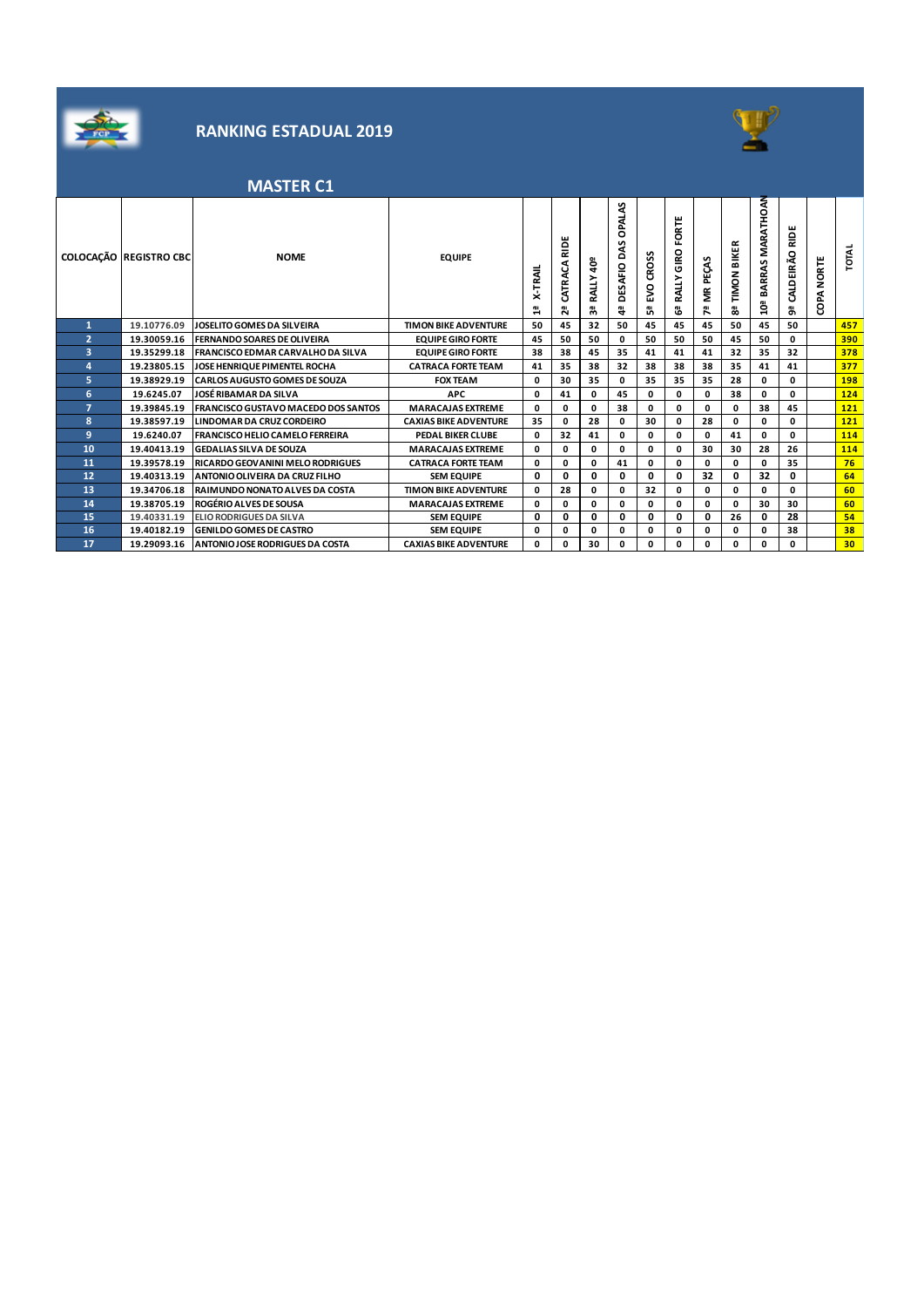# RANKING ESTADUAL 2019

## MASTER C1

| COLOCAÇÃO | REGISTRO CBC | NOME | EQUIPE | 1ª X-TRAIL | 2ª CATRACA RIDE | 3ª RALLY 40º | 4ª DESAFIO DAS OPALAS | 5ª EVO CROSS | 6ª RALLY GIRO FORTE | 7ª MR PEÇAS | 8ª TIMON BIKER | 10ª BARRAS MARATHOAN | 9ª CALDEIRÃO RIDE | COPA NORTE | TOTAL |
|---|---|---|---|---|---|---|---|---|---|---|---|---|---|---|---|
| 1 | 19.10776.09 | JOSELITO GOMES DA SILVEIRA | TIMON BIKE ADVENTURE | 50 | 45 | 32 | 50 | 45 | 45 | 45 | 50 | 45 | 50 | | 457 |
| 2 | 19.30059.16 | FERNANDO SOARES DE OLIVEIRA | EQUIPE GIRO FORTE | 45 | 50 | 50 | 0 | 50 | 50 | 50 | 45 | 50 | 0 | | 390 |
| 3 | 19.35299.18 | FRANCISCO EDMAR CARVALHO DA SILVA | EQUIPE GIRO FORTE | 38 | 38 | 45 | 35 | 41 | 41 | 41 | 32 | 35 | 32 | | 378 |
| 4 | 19.23805.15 | JOSE HENRIQUE PIMENTEL ROCHA | CATRACA FORTE TEAM | 41 | 35 | 38 | 32 | 38 | 38 | 38 | 35 | 41 | 41 | | 377 |
| 5 | 19.38929.19 | CARLOS AUGUSTO GOMES DE SOUZA | FOX TEAM | 0 | 30 | 35 | 0 | 35 | 35 | 35 | 28 | 0 | 0 | | 198 |
| 6 | 19.6245.07 | JOSÉ RIBAMAR DA SILVA | APC | 0 | 41 | 0 | 45 | 0 | 0 | 0 | 38 | 0 | 0 | | 124 |
| 7 | 19.39845.19 | FRANCISCO GUSTAVO MACEDO DOS SANTOS | MARACAJAS EXTREME | 0 | 0 | 0 | 38 | 0 | 0 | 0 | 0 | 38 | 45 | | 121 |
| 8 | 19.38597.19 | LINDOMAR DA CRUZ CORDEIRO | CAXIAS BIKE ADVENTURE | 35 | 0 | 28 | 0 | 30 | 0 | 28 | 0 | 0 | 0 | | 121 |
| 9 | 19.6240.07 | FRANCISCO HELIO CAMELO FERREIRA | PEDAL BIKER CLUBE | 0 | 32 | 41 | 0 | 0 | 0 | 0 | 41 | 0 | 0 | | 114 |
| 10 | 19.40413.19 | GEDALIAS SILVA DE SOUZA | MARACAJAS EXTREME | 0 | 0 | 0 | 0 | 0 | 0 | 30 | 30 | 28 | 26 | | 114 |
| 11 | 19.39578.19 | RICARDO GEOVANINI MELO RODRIGUES | CATRACA FORTE TEAM | 0 | 0 | 0 | 41 | 0 | 0 | 0 | 0 | 0 | 35 | | 76 |
| 12 | 19.40313.19 | ANTONIO OLIVEIRA DA CRUZ FILHO | SEM EQUIPE | 0 | 0 | 0 | 0 | 0 | 0 | 32 | 0 | 32 | 0 | | 64 |
| 13 | 19.34706.18 | RAIMUNDO NONATO ALVES DA COSTA | TIMON BIKE ADVENTURE | 0 | 28 | 0 | 0 | 32 | 0 | 0 | 0 | 0 | 0 | | 60 |
| 14 | 19.38705.19 | ROGÉRIO ALVES DE SOUSA | MARACAJAS EXTREME | 0 | 0 | 0 | 0 | 0 | 0 | 0 | 0 | 30 | 30 | | 60 |
| 15 | 19.40331.19 | ELIO RODRIGUES DA SILVA | SEM EQUIPE | 0 | 0 | 0 | 0 | 0 | 0 | 0 | 26 | 0 | 28 | | 54 |
| 16 | 19.40182.19 | GENILDO GOMES DE CASTRO | SEM EQUIPE | 0 | 0 | 0 | 0 | 0 | 0 | 0 | 0 | 0 | 38 | | 38 |
| 17 | 19.29093.16 | ANTONIO JOSE RODRIGUES DA COSTA | CAXIAS BIKE ADVENTURE | 0 | 0 | 30 | 0 | 0 | 0 | 0 | 0 | 0 | 0 | | 30 |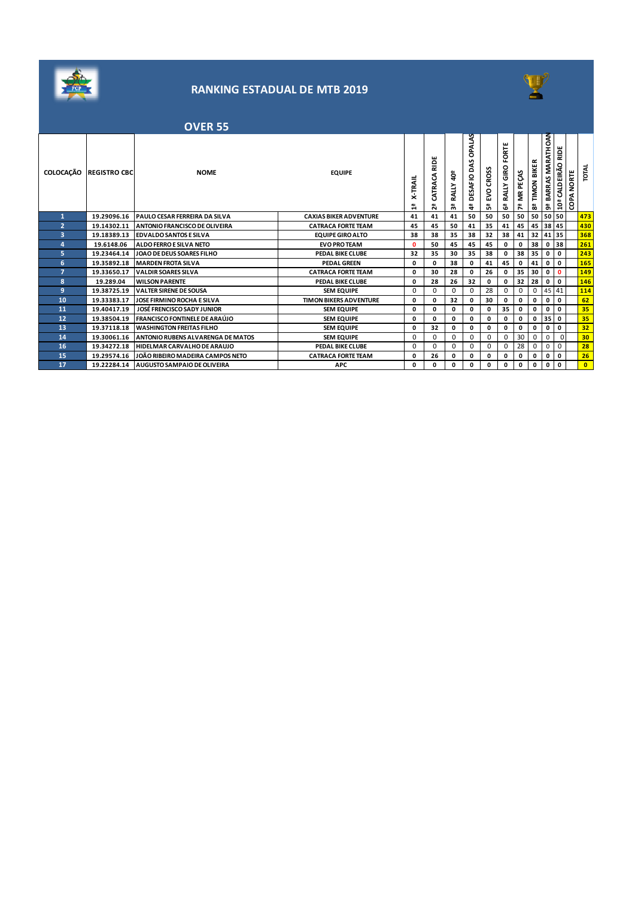# RANKING ESTADUAL DE MTB 2019

## OVER 55

| COLOCAÇÃO | REGISTRO CBC | NOME | EQUIPE | 1º X-TRAIL | 2ª CATRACA RIDE | 3ª RALLY 40º | 4ª DESAFIO DAS OPALAS | 5ª EVO CROSS | 6ª RALLY GIRO FORTE | 7ª MR PEÇAS | 8ª TIMON BIKER | 9ª BARRAS MARATHOAN | 10ª CALDEIRÃO RIDE | COPA NORTE | TOTAL |
|---|---|---|---|---|---|---|---|---|---|---|---|---|---|---|---|
| 1 | 19.29096.16 | PAULO CESAR FERREIRA DA SILVA | CAXIAS BIKER ADVENTURE | 41 | 41 | 41 | 50 | 50 | 50 | 50 | 50 | 50 | 50 | | 473 |
| 2 | 19.14302.11 | ANTONIO FRANCISCO DE OLIVEIRA | CATRACA FORTE TEAM | 45 | 45 | 50 | 41 | 35 | 41 | 45 | 45 | 38 | 45 | | 430 |
| 3 | 19.18389.13 | EDVALDO SANTOS E SILVA | EQUIPE GIRO ALTO | 38 | 38 | 35 | 38 | 32 | 38 | 41 | 32 | 41 | 35 | | 368 |
| 4 | 19.6148.06 | ALDO FERRO E SILVA NETO | EVO PRO TEAM | 0 | 50 | 45 | 45 | 45 | 0 | 0 | 38 | 0 | 38 | | 261 |
| 5 | 19.23464.14 | JOAO DE DEUS SOARES FILHO | PEDAL BIKE CLUBE | 32 | 35 | 30 | 35 | 38 | 0 | 38 | 35 | 0 | 0 | | 243 |
| 6 | 19.35892.18 | MARDEN FROTA SILVA | PEDAL GREEN | 0 | 0 | 38 | 0 | 41 | 45 | 0 | 41 | 0 | 0 | | 165 |
| 7 | 19.33650.17 | VALDIR SOARES SILVA | CATRACA FORTE TEAM | 0 | 30 | 28 | 0 | 26 | 0 | 35 | 30 | 0 | 0 | | 149 |
| 8 | 19.289.04 | WILSON PARENTE | PEDAL BIKE CLUBE | 0 | 28 | 26 | 32 | 0 | 0 | 32 | 28 | 0 | 0 | | 146 |
| 9 | 19.38725.19 | VALTER SIRENE DE SOUSA | SEM EQUIPE | 0 | 0 | 0 | 0 | 28 | 0 | 0 | 0 | 45 | 41 | | 114 |
| 10 | 19.33383.17 | JOSE FIRMINO ROCHA E SILVA | TIMON BIKERS ADVENTURE | 0 | 0 | 32 | 0 | 30 | 0 | 0 | 0 | 0 | 0 | | 62 |
| 11 | 19.40417.19 | JOSÉ FRENCISCO SADY JUNIOR | SEM EQUIPE | 0 | 0 | 0 | 0 | 0 | 35 | 0 | 0 | 0 | 0 | | 35 |
| 12 | 19.38504.19 | FRANCISCO FONTINELE DE ARAÚJO | SEM EQUIPE | 0 | 0 | 0 | 0 | 0 | 0 | 0 | 0 | 35 | 0 | | 35 |
| 13 | 19.37118.18 | WASHINGTON FREITAS FILHO | SEM EQUIPE | 0 | 32 | 0 | 0 | 0 | 0 | 0 | 0 | 0 | 0 | | 32 |
| 14 | 19.30061.16 | ANTONIO RUBENS ALVARENGA DE MATOS | SEM EQUIPE | 0 | 0 | 0 | 0 | 0 | 0 | 30 | 0 | 0 | 0 | | 30 |
| 16 | 19.34272.18 | HIDELMAR CARVALHO DE ARAUJO | PEDAL BIKE CLUBE | 0 | 0 | 0 | 0 | 0 | 0 | 28 | 0 | 0 | 0 | | 28 |
| 15 | 19.29574.16 | JOÃO RIBEIRO MADEIRA CAMPOS NETO | CATRACA FORTE TEAM | 0 | 26 | 0 | 0 | 0 | 0 | 0 | 0 | 0 | 0 | | 26 |
| 17 | 19.22284.14 | AUGUSTO SAMPAIO DE OLIVEIRA | APC | 0 | 0 | 0 | 0 | 0 | 0 | 0 | 0 | 0 | 0 | | 0 |